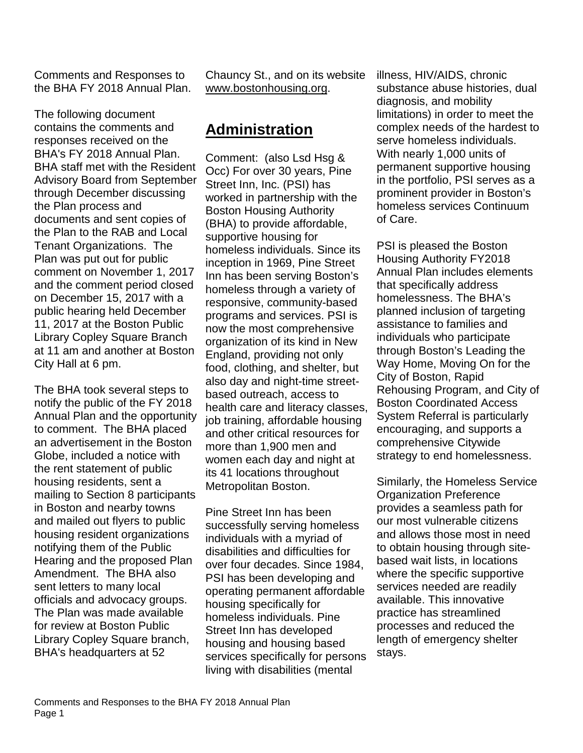Comments and Responses to the BHA FY 2018 Annual Plan.

The following document contains the comments and responses received on the BHA's FY 2018 Annual Plan. BHA staff met with the Resident Advisory Board from September through December discussing the Plan process and documents and sent copies of the Plan to the RAB and Local Tenant Organizations. The Plan was put out for public comment on November 1, 2017 and the comment period closed on December 15, 2017 with a public hearing held December 11, 2017 at the Boston Public Library Copley Square Branch at 11 am and another at Boston City Hall at 6 pm.

The BHA took several steps to notify the public of the FY 2018 Annual Plan and the opportunity to comment. The BHA placed an advertisement in the Boston Globe, included a notice with the rent statement of public housing residents, sent a mailing to Section 8 participants in Boston and nearby towns and mailed out flyers to public housing resident organizations notifying them of the Public Hearing and the proposed Plan Amendment. The BHA also sent letters to many local officials and advocacy groups. The Plan was made available for review at Boston Public Library Copley Square branch, BHA's headquarters at 52 Chauncy St., and on its website www.bostonhousing.org.

## Administration

Comment: (also Lsd Hsg & Occ) For over 30 years, Pine Street Inn, Inc. (PSI) has worked in partnership with the Boston Housing Authority (BHA) to provide affordable, supportive housing for homeless individuals. Since its inception in 1969, Pine Street Inn has been serving Boston's homeless through a variety of responsive, community-based programs and services. PSI is now the most comprehensive organization of its kind in New England, providing not only food, clothing, and shelter, but also day and night-time street-based outreach, access to health care and literacy classes, job training, affordable housing and other critical resources for more than 1,900 men and women each day and night at its 41 locations throughout Metropolitan Boston.

Pine Street Inn has been successfully serving homeless individuals with a myriad of disabilities and difficulties for over four decades. Since 1984, PSI has been developing and operating permanent affordable housing specifically for homeless individuals. Pine Street Inn has developed housing and housing based services specifically for persons living with disabilities (mental illness, HIV/AIDS, chronic substance abuse histories, dual diagnosis, and mobility limitations) in order to meet the complex needs of the hardest to serve homeless individuals. With nearly 1,000 units of permanent supportive housing in the portfolio, PSI serves as a prominent provider in Boston's homeless services Continuum of Care.

PSI is pleased the Boston Housing Authority FY2018 Annual Plan includes elements that specifically address homelessness. The BHA's planned inclusion of targeting assistance to families and individuals who participate through Boston's Leading the Way Home, Moving On for the City of Boston, Rapid Rehousing Program, and City of Boston Coordinated Access System Referral is particularly encouraging, and supports a comprehensive Citywide strategy to end homelessness.

Similarly, the Homeless Service Organization Preference provides a seamless path for our most vulnerable citizens and allows those most in need to obtain housing through site-based wait lists, in locations where the specific supportive services needed are readily available. This innovative practice has streamlined processes and reduced the length of emergency shelter stays.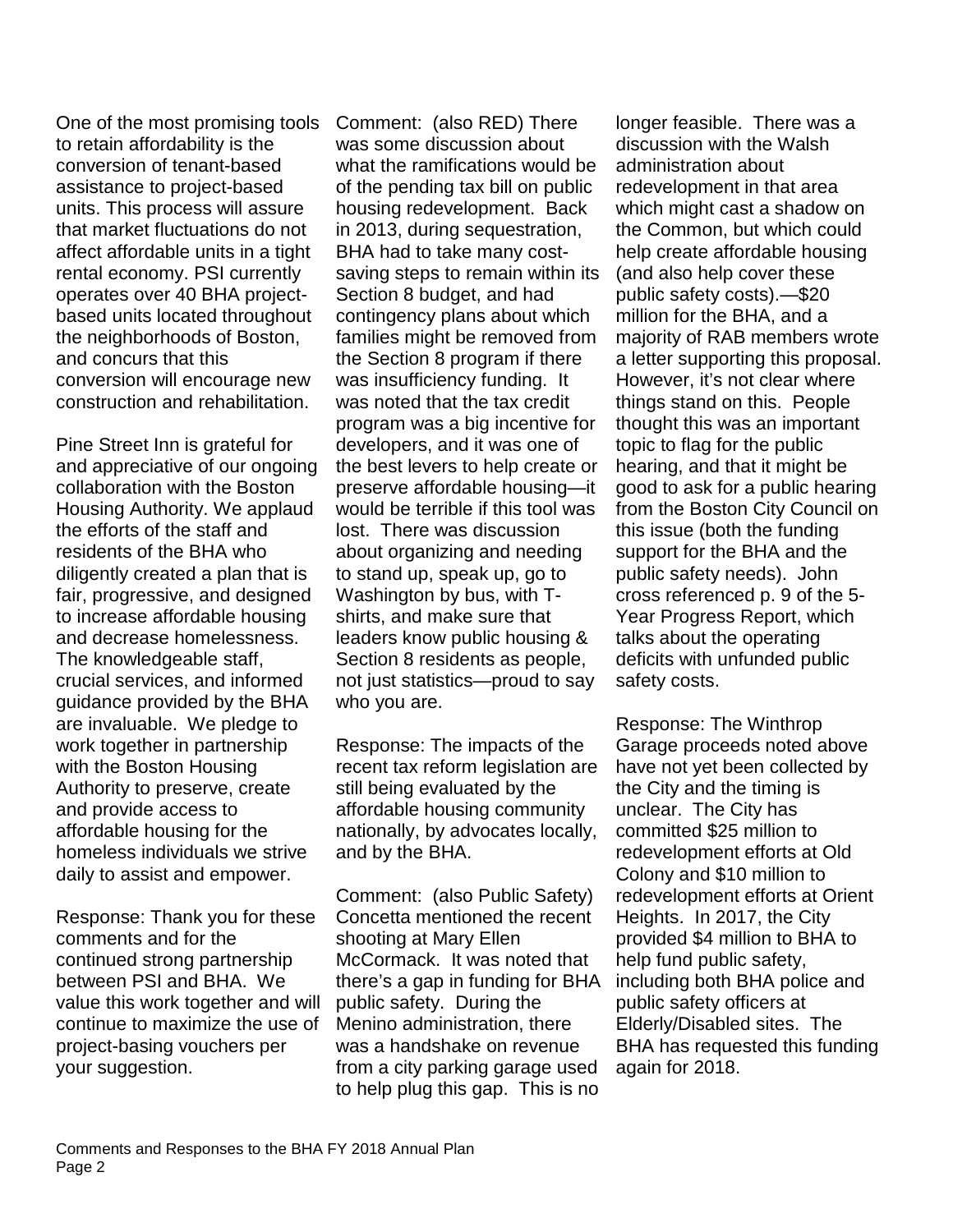One of the most promising tools to retain affordability is the conversion of tenant-based assistance to project-based units. This process will assure that market fluctuations do not affect affordable units in a tight rental economy. PSI currently operates over 40 BHA project-based units located throughout the neighborhoods of Boston, and concurs that this conversion will encourage new construction and rehabilitation.

Pine Street Inn is grateful for and appreciative of our ongoing collaboration with the Boston Housing Authority. We applaud the efforts of the staff and residents of the BHA who diligently created a plan that is fair, progressive, and designed to increase affordable housing and decrease homelessness. The knowledgeable staff, crucial services, and informed guidance provided by the BHA are invaluable. We pledge to work together in partnership with the Boston Housing Authority to preserve, create and provide access to affordable housing for the homeless individuals we strive daily to assist and empower.

Response: Thank you for these comments and for the continued strong partnership between PSI and BHA. We value this work together and will continue to maximize the use of project-basing vouchers per your suggestion.

Comment: (also RED) There was some discussion about what the ramifications would be of the pending tax bill on public housing redevelopment. Back in 2013, during sequestration, BHA had to take many cost-saving steps to remain within its Section 8 budget, and had contingency plans about which families might be removed from the Section 8 program if there was insufficiency funding. It was noted that the tax credit program was a big incentive for developers, and it was one of the best levers to help create or preserve affordable housing—it would be terrible if this tool was lost. There was discussion about organizing and needing to stand up, speak up, go to Washington by bus, with T-shirts, and make sure that leaders know public housing & Section 8 residents as people, not just statistics—proud to say who you are.

Response: The impacts of the recent tax reform legislation are still being evaluated by the affordable housing community nationally, by advocates locally, and by the BHA.

Comment: (also Public Safety) Concetta mentioned the recent shooting at Mary Ellen McCormack. It was noted that there's a gap in funding for BHA public safety. During the Menino administration, there was a handshake on revenue from a city parking garage used to help plug this gap. This is no longer feasible. There was a discussion with the Walsh administration about redevelopment in that area which might cast a shadow on the Common, but which could help create affordable housing (and also help cover these public safety costs).—$20 million for the BHA, and a majority of RAB members wrote a letter supporting this proposal. However, it's not clear where things stand on this. People thought this was an important topic to flag for the public hearing, and that it might be good to ask for a public hearing from the Boston City Council on this issue (both the funding support for the BHA and the public safety needs). John cross referenced p. 9 of the 5-Year Progress Report, which talks about the operating deficits with unfunded public safety costs.

Response: The Winthrop Garage proceeds noted above have not yet been collected by the City and the timing is unclear. The City has committed $25 million to redevelopment efforts at Old Colony and $10 million to redevelopment efforts at Orient Heights. In 2017, the City provided $4 million to BHA to help fund public safety, including both BHA police and public safety officers at Elderly/Disabled sites. The BHA has requested this funding again for 2018.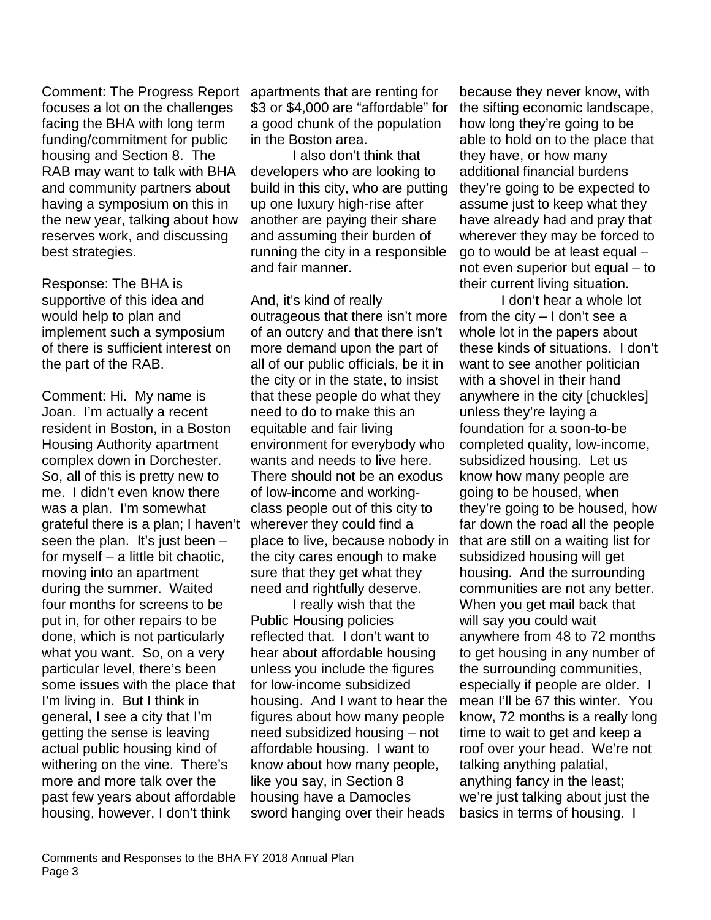Comment: The Progress Report focuses a lot on the challenges facing the BHA with long term funding/commitment for public housing and Section 8. The RAB may want to talk with BHA and community partners about having a symposium on this in the new year, talking about how reserves work, and discussing best strategies.

Response: The BHA is supportive of this idea and would help to plan and implement such a symposium of there is sufficient interest on the part of the RAB.

Comment: Hi. My name is Joan. I'm actually a recent resident in Boston, in a Boston Housing Authority apartment complex down in Dorchester. So, all of this is pretty new to me. I didn't even know there was a plan. I'm somewhat grateful there is a plan; I haven't seen the plan. It's just been – for myself – a little bit chaotic, moving into an apartment during the summer. Waited four months for screens to be put in, for other repairs to be done, which is not particularly what you want. So, on a very particular level, there's been some issues with the place that I'm living in. But I think in general, I see a city that I'm getting the sense is leaving actual public housing kind of withering on the vine. There's more and more talk over the past few years about affordable housing, however, I don't think apartments that are renting for $3 or $4,000 are "affordable" for a good chunk of the population in the Boston area.

I also don't think that developers who are looking to build in this city, who are putting up one luxury high-rise after another are paying their share and assuming their burden of running the city in a responsible and fair manner.

And, it's kind of really outrageous that there isn't more of an outcry and that there isn't more demand upon the part of all of our public officials, be it in the city or in the state, to insist that these people do what they need to do to make this an equitable and fair living environment for everybody who wants and needs to live here. There should not be an exodus of low-income and working-class people out of this city to wherever they could find a place to live, because nobody in the city cares enough to make sure that they get what they need and rightfully deserve.

I really wish that the Public Housing policies reflected that. I don't want to hear about affordable housing unless you include the figures for low-income subsidized housing. And I want to hear the figures about how many people need subsidized housing – not affordable housing. I want to know about how many people, like you say, in Section 8 housing have a Damocles sword hanging over their heads because they never know, with the sifting economic landscape, how long they're going to be able to hold on to the place that they have, or how many additional financial burdens they're going to be expected to assume just to keep what they have already had and pray that wherever they may be forced to go to would be at least equal – not even superior but equal – to their current living situation.

I don't hear a whole lot from the city – I don't see a whole lot in the papers about these kinds of situations. I don't want to see another politician with a shovel in their hand anywhere in the city [chuckles] unless they're laying a foundation for a soon-to-be completed quality, low-income, subsidized housing. Let us know how many people are going to be housed, when they're going to be housed, how far down the road all the people that are still on a waiting list for subsidized housing will get housing. And the surrounding communities are not any better. When you get mail back that will say you could wait anywhere from 48 to 72 months to get housing in any number of the surrounding communities, especially if people are older. I mean I'll be 67 this winter. You know, 72 months is a really long time to wait to get and keep a roof over your head. We're not talking anything palatial, anything fancy in the least; we're just talking about just the basics in terms of housing. I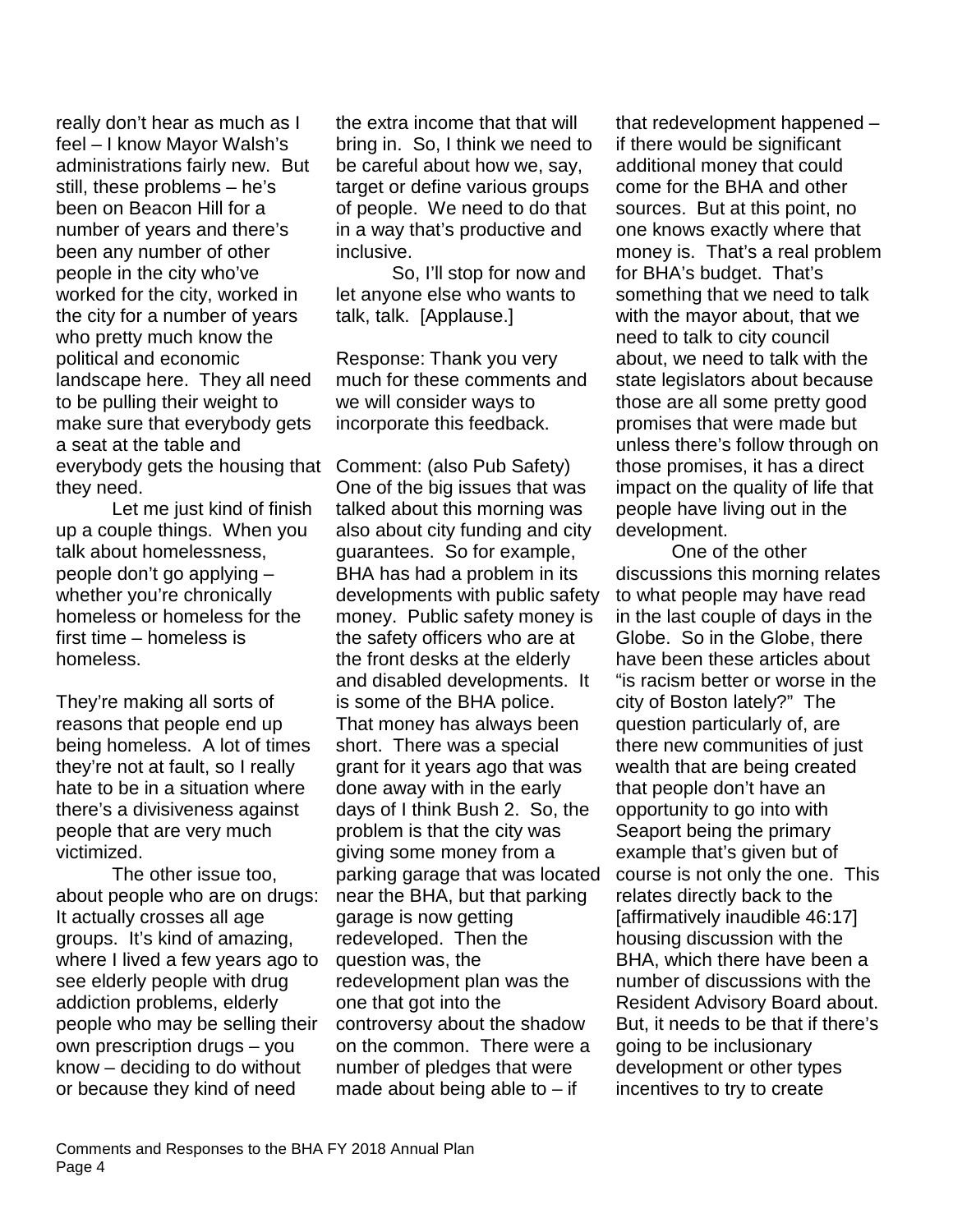really don't hear as much as I feel – I know Mayor Walsh's administrations fairly new. But still, these problems – he's been on Beacon Hill for a number of years and there's been any number of other people in the city who've worked for the city, worked in the city for a number of years who pretty much know the political and economic landscape here. They all need to be pulling their weight to make sure that everybody gets a seat at the table and everybody gets the housing that they need.

Let me just kind of finish up a couple things. When you talk about homelessness, people don't go applying – whether you're chronically homeless or homeless for the first time – homeless is homeless.

They're making all sorts of reasons that people end up being homeless. A lot of times they're not at fault, so I really hate to be in a situation where there's a divisiveness against people that are very much victimized.

The other issue too, about people who are on drugs: It actually crosses all age groups. It's kind of amazing, where I lived a few years ago to see elderly people with drug addiction problems, elderly people who may be selling their own prescription drugs – you know – deciding to do without or because they kind of need the extra income that that will bring in. So, I think we need to be careful about how we, say, target or define various groups of people. We need to do that in a way that's productive and inclusive.

So, I'll stop for now and let anyone else who wants to talk, talk. [Applause.]

Response: Thank you very much for these comments and we will consider ways to incorporate this feedback.

Comment: (also Pub Safety) One of the big issues that was talked about this morning was also about city funding and city guarantees. So for example, BHA has had a problem in its developments with public safety money. Public safety money is the safety officers who are at the front desks at the elderly and disabled developments. It is some of the BHA police. That money has always been short. There was a special grant for it years ago that was done away with in the early days of I think Bush 2. So, the problem is that the city was giving some money from a parking garage that was located near the BHA, but that parking garage is now getting redeveloped. Then the question was, the redevelopment plan was the one that got into the controversy about the shadow on the common. There were a number of pledges that were made about being able to – if that redevelopment happened – if there would be significant additional money that could come for the BHA and other sources. But at this point, no one knows exactly where that money is. That's a real problem for BHA's budget. That's something that we need to talk with the mayor about, that we need to talk to city council about, we need to talk with the state legislators about because those are all some pretty good promises that were made but unless there's follow through on those promises, it has a direct impact on the quality of life that people have living out in the development.

One of the other discussions this morning relates to what people may have read in the last couple of days in the Globe. So in the Globe, there have been these articles about "is racism better or worse in the city of Boston lately?" The question particularly of, are there new communities of just wealth that are being created that people don't have an opportunity to go into with Seaport being the primary example that's given but of course is not only the one. This relates directly back to the [affirmatively inaudible 46:17] housing discussion with the BHA, which there have been a number of discussions with the Resident Advisory Board about. But, it needs to be that if there's going to be inclusionary development or other types incentives to try to create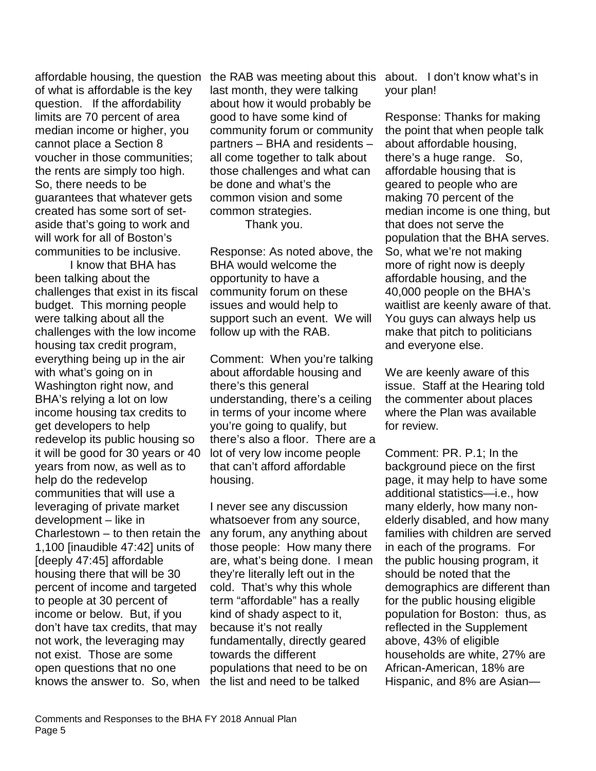affordable housing, the question of what is affordable is the key question. If the affordability limits are 70 percent of area median income or higher, you cannot place a Section 8 voucher in those communities; the rents are simply too high. So, there needs to be guarantees that whatever gets created has some sort of set-aside that's going to work and will work for all of Boston's communities to be inclusive.

I know that BHA has been talking about the challenges that exist in its fiscal budget. This morning people were talking about all the challenges with the low income housing tax credit program, everything being up in the air with what's going on in Washington right now, and BHA's relying a lot on low income housing tax credits to get developers to help redevelop its public housing so it will be good for 30 years or 40 years from now, as well as to help do the redevelop communities that will use a leveraging of private market development – like in Charlestown – to then retain the 1,100 [inaudible 47:42] units of [deeply 47:45] affordable housing there that will be 30 percent of income and targeted to people at 30 percent of income or below. But, if you don't have tax credits, that may not work, the leveraging may not exist. Those are some open questions that no one knows the answer to. So, when the RAB was meeting about this last month, they were talking about how it would probably be good to have some kind of community forum or community partners – BHA and residents – all come together to talk about those challenges and what can be done and what's the common vision and some common strategies.

Thank you.

Response: As noted above, the BHA would welcome the opportunity to have a community forum on these issues and would help to support such an event. We will follow up with the RAB.

Comment: When you're talking about affordable housing and there's this general understanding, there's a ceiling in terms of your income where you're going to qualify, but there's also a floor. There are a lot of very low income people that can't afford affordable housing.

I never see any discussion whatsoever from any source, any forum, any anything about those people: How many there are, what's being done. I mean they're literally left out in the cold. That's why this whole term "affordable" has a really kind of shady aspect to it, because it's not really fundamentally, directly geared towards the different populations that need to be on the list and need to be talked about. I don't know what's in your plan!

Response: Thanks for making the point that when people talk about affordable housing, there's a huge range. So, affordable housing that is geared to people who are making 70 percent of the median income is one thing, but that does not serve the population that the BHA serves. So, what we're not making more of right now is deeply affordable housing, and the 40,000 people on the BHA's waitlist are keenly aware of that. You guys can always help us make that pitch to politicians and everyone else.

We are keenly aware of this issue. Staff at the Hearing told the commenter about places where the Plan was available for review.

Comment: PR. P.1; In the background piece on the first page, it may help to have some additional statistics—i.e., how many elderly, how many non-elderly disabled, and how many families with children are served in each of the programs. For the public housing program, it should be noted that the demographics are different than for the public housing eligible population for Boston: thus, as reflected in the Supplement above, 43% of eligible households are white, 27% are African-American, 18% are Hispanic, and 8% are Asian—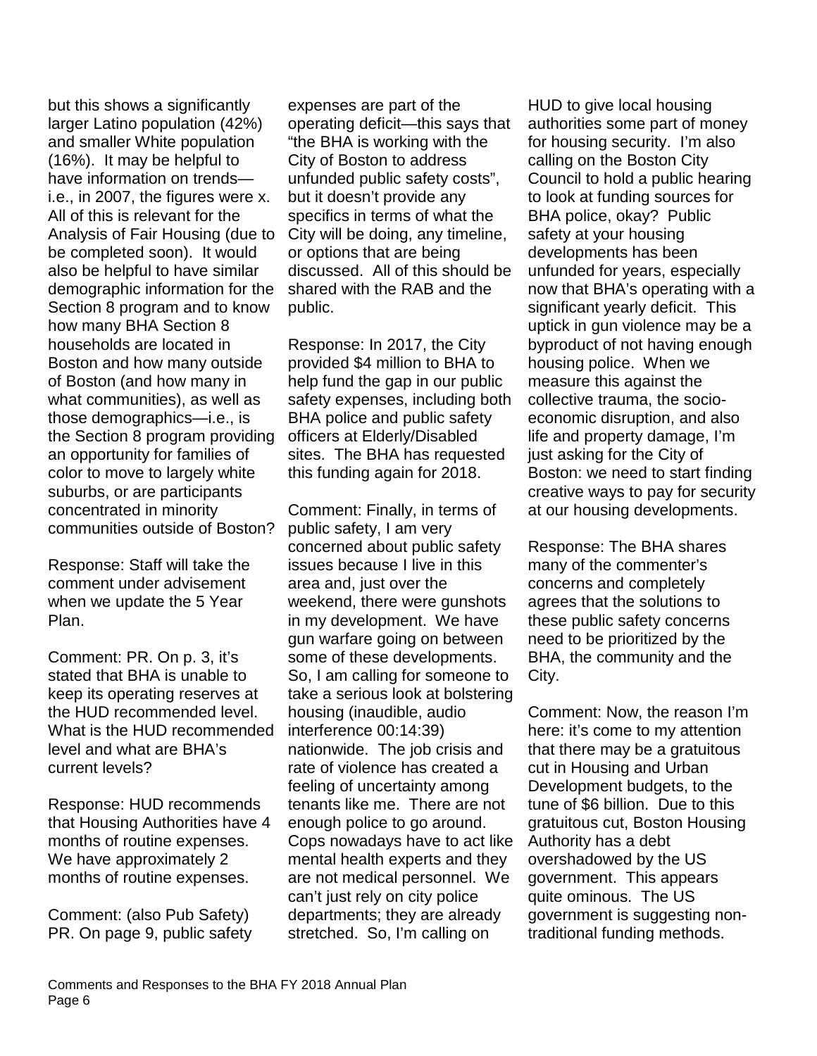but this shows a significantly larger Latino population (42%) and smaller White population (16%). It may be helpful to have information on trends—i.e., in 2007, the figures were x. All of this is relevant for the Analysis of Fair Housing (due to be completed soon). It would also be helpful to have similar demographic information for the Section 8 program and to know how many BHA Section 8 households are located in Boston and how many outside of Boston (and how many in what communities), as well as those demographics—i.e., is the Section 8 program providing an opportunity for families of color to move to largely white suburbs, or are participants concentrated in minority communities outside of Boston?

Response: Staff will take the comment under advisement when we update the 5 Year Plan.

Comment: PR. On p. 3, it's stated that BHA is unable to keep its operating reserves at the HUD recommended level. What is the HUD recommended level and what are BHA's current levels?

Response: HUD recommends that Housing Authorities have 4 months of routine expenses. We have approximately 2 months of routine expenses.

Comment: (also Pub Safety) PR. On page 9, public safety expenses are part of the operating deficit—this says that "the BHA is working with the City of Boston to address unfunded public safety costs", but it doesn't provide any specifics in terms of what the City will be doing, any timeline, or options that are being discussed. All of this should be shared with the RAB and the public.

Response: In 2017, the City provided $4 million to BHA to help fund the gap in our public safety expenses, including both BHA police and public safety officers at Elderly/Disabled sites. The BHA has requested this funding again for 2018.

Comment: Finally, in terms of public safety, I am very concerned about public safety issues because I live in this area and, just over the weekend, there were gunshots in my development. We have gun warfare going on between some of these developments. So, I am calling for someone to take a serious look at bolstering housing (inaudible, audio interference 00:14:39) nationwide. The job crisis and rate of violence has created a feeling of uncertainty among tenants like me. There are not enough police to go around. Cops nowadays have to act like mental health experts and they are not medical personnel. We can't just rely on city police departments; they are already stretched. So, I'm calling on HUD to give local housing authorities some part of money for housing security. I'm also calling on the Boston City Council to hold a public hearing to look at funding sources for BHA police, okay? Public safety at your housing developments has been unfunded for years, especially now that BHA's operating with a significant yearly deficit. This uptick in gun violence may be a byproduct of not having enough housing police. When we measure this against the collective trauma, the socio-economic disruption, and also life and property damage, I'm just asking for the City of Boston: we need to start finding creative ways to pay for security at our housing developments.

Response: The BHA shares many of the commenter's concerns and completely agrees that the solutions to these public safety concerns need to be prioritized by the BHA, the community and the City.

Comment: Now, the reason I'm here: it's come to my attention that there may be a gratuitous cut in Housing and Urban Development budgets, to the tune of $6 billion. Due to this gratuitous cut, Boston Housing Authority has a debt overshadowed by the US government. This appears quite ominous. The US government is suggesting non-traditional funding methods.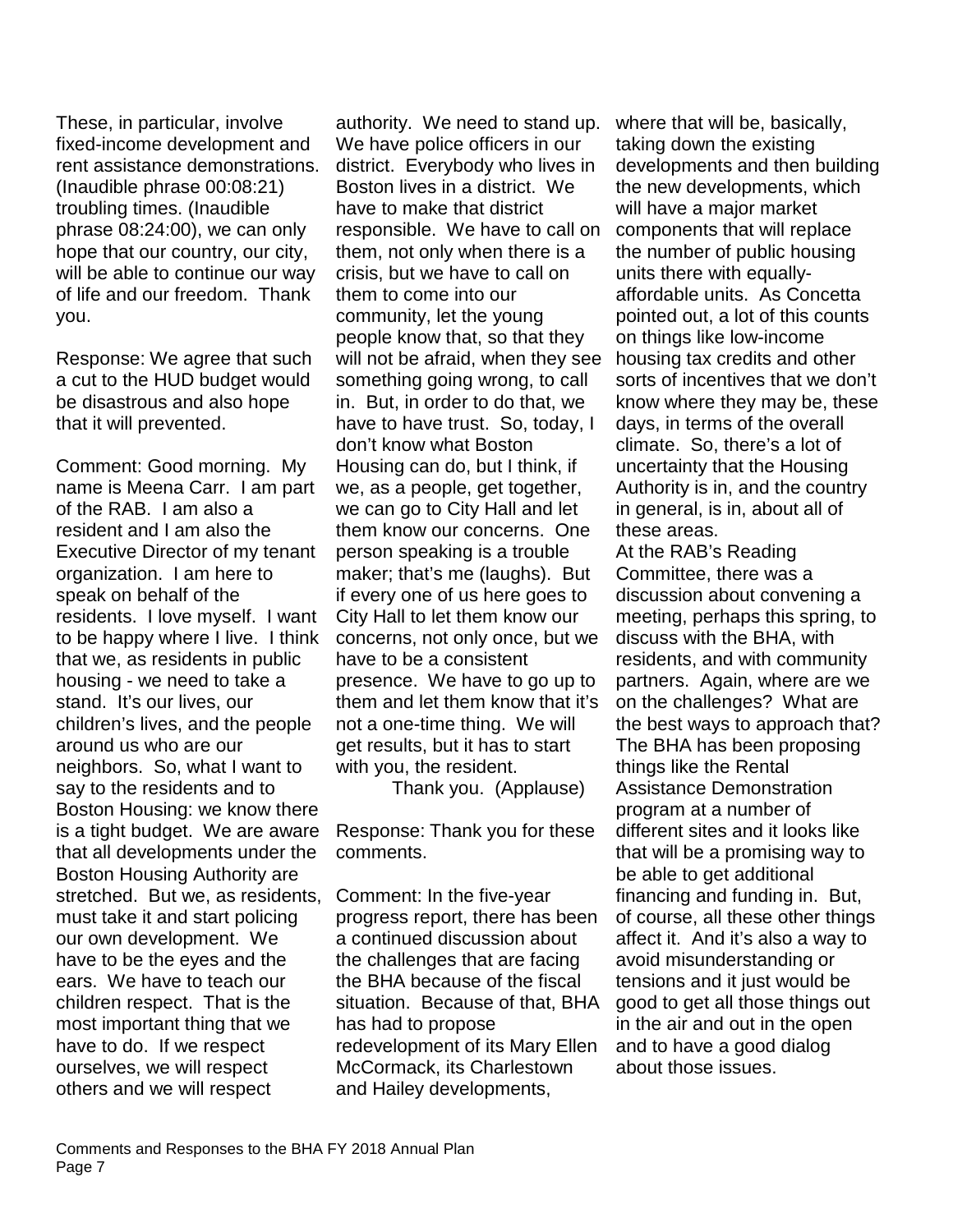These, in particular, involve fixed-income development and rent assistance demonstrations. (Inaudible phrase 00:08:21) troubling times. (Inaudible phrase 08:24:00), we can only hope that our country, our city, will be able to continue our way of life and our freedom. Thank you.

Response: We agree that such a cut to the HUD budget would be disastrous and also hope that it will prevented.

Comment: Good morning. My name is Meena Carr. I am part of the RAB. I am also a resident and I am also the Executive Director of my tenant organization. I am here to speak on behalf of the residents. I love myself. I want to be happy where I live. I think that we, as residents in public housing - we need to take a stand. It's our lives, our children's lives, and the people around us who are our neighbors. So, what I want to say to the residents and to Boston Housing: we know there is a tight budget. We are aware that all developments under the Boston Housing Authority are stretched. But we, as residents, must take it and start policing our own development. We have to be the eyes and the ears. We have to teach our children respect. That is the most important thing that we have to do. If we respect ourselves, we will respect others and we will respect authority. We need to stand up. We have police officers in our district. Everybody who lives in Boston lives in a district. We have to make that district responsible. We have to call on them, not only when there is a crisis, but we have to call on them to come into our community, let the young people know that, so that they will not be afraid, when they see something going wrong, to call in. But, in order to do that, we have to have trust. So, today, I don't know what Boston Housing can do, but I think, if we, as a people, get together, we can go to City Hall and let them know our concerns. One person speaking is a trouble maker; that's me (laughs). But if every one of us here goes to City Hall to let them know our concerns, not only once, but we have to be a consistent presence. We have to go up to them and let them know that it's not a one-time thing. We will get results, but it has to start with you, the resident.

Thank you. (Applause)

Response: Thank you for these comments.

Comment: In the five-year progress report, there has been a continued discussion about the challenges that are facing the BHA because of the fiscal situation. Because of that, BHA has had to propose redevelopment of its Mary Ellen McCormack, its Charlestown and Hailey developments, where that will be, basically, taking down the existing developments and then building the new developments, which will have a major market components that will replace the number of public housing units there with equally-affordable units. As Concetta pointed out, a lot of this counts on things like low-income housing tax credits and other sorts of incentives that we don't know where they may be, these days, in terms of the overall climate. So, there's a lot of uncertainty that the Housing Authority is in, and the country in general, is in, about all of these areas.

At the RAB's Reading Committee, there was a discussion about convening a meeting, perhaps this spring, to discuss with the BHA, with residents, and with community partners. Again, where are we on the challenges? What are the best ways to approach that? The BHA has been proposing things like the Rental Assistance Demonstration program at a number of different sites and it looks like that will be a promising way to be able to get additional financing and funding in. But, of course, all these other things affect it. And it's also a way to avoid misunderstanding or tensions and it just would be good to get all those things out in the air and out in the open and to have a good dialog about those issues.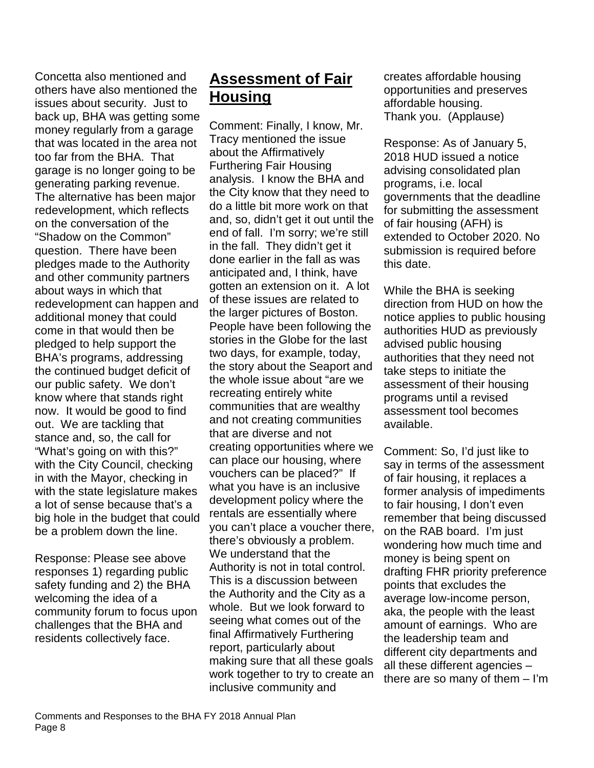Concetta also mentioned and others have also mentioned the issues about security. Just to back up, BHA was getting some money regularly from a garage that was located in the area not too far from the BHA. That garage is no longer going to be generating parking revenue. The alternative has been major redevelopment, which reflects on the conversation of the "Shadow on the Common" question. There have been pledges made to the Authority and other community partners about ways in which that redevelopment can happen and additional money that could come in that would then be pledged to help support the BHA's programs, addressing the continued budget deficit of our public safety. We don't know where that stands right now. It would be good to find out. We are tackling that stance and, so, the call for "What's going on with this?" with the City Council, checking in with the Mayor, checking in with the state legislature makes a lot of sense because that's a big hole in the budget that could be a problem down the line.

Response: Please see above responses 1) regarding public safety funding and 2) the BHA welcoming the idea of a community forum to focus upon challenges that the BHA and residents collectively face.

## Assessment of Fair Housing

Comment: Finally, I know, Mr. Tracy mentioned the issue about the Affirmatively Furthering Fair Housing analysis. I know the BHA and the City know that they need to do a little bit more work on that and, so, didn't get it out until the end of fall. I'm sorry; we're still in the fall. They didn't get it done earlier in the fall as was anticipated and, I think, have gotten an extension on it. A lot of these issues are related to the larger pictures of Boston. People have been following the stories in the Globe for the last two days, for example, today, the story about the Seaport and the whole issue about "are we recreating entirely white communities that are wealthy and not creating communities that are diverse and not creating opportunities where we can place our housing, where vouchers can be placed?" If what you have is an inclusive development policy where the rentals are essentially where you can't place a voucher there, there's obviously a problem. We understand that the Authority is not in total control. This is a discussion between the Authority and the City as a whole. But we look forward to seeing what comes out of the final Affirmatively Furthering report, particularly about making sure that all these goals work together to try to create an inclusive community and creates affordable housing opportunities and preserves affordable housing.
Thank you. (Applause)

Response: As of January 5, 2018 HUD issued a notice advising consolidated plan programs, i.e. local governments that the deadline for submitting the assessment of fair housing (AFH) is extended to October 2020. No submission is required before this date.

While the BHA is seeking direction from HUD on how the notice applies to public housing authorities HUD as previously advised public housing authorities that they need not take steps to initiate the assessment of their housing programs until a revised assessment tool becomes available.

Comment: So, I'd just like to say in terms of the assessment of fair housing, it replaces a former analysis of impediments to fair housing, I don't even remember that being discussed on the RAB board. I'm just wondering how much time and money is being spent on drafting FHR priority preference points that excludes the average low-income person, aka, the people with the least amount of earnings. Who are the leadership team and different city departments and all these different agencies – there are so many of them – I'm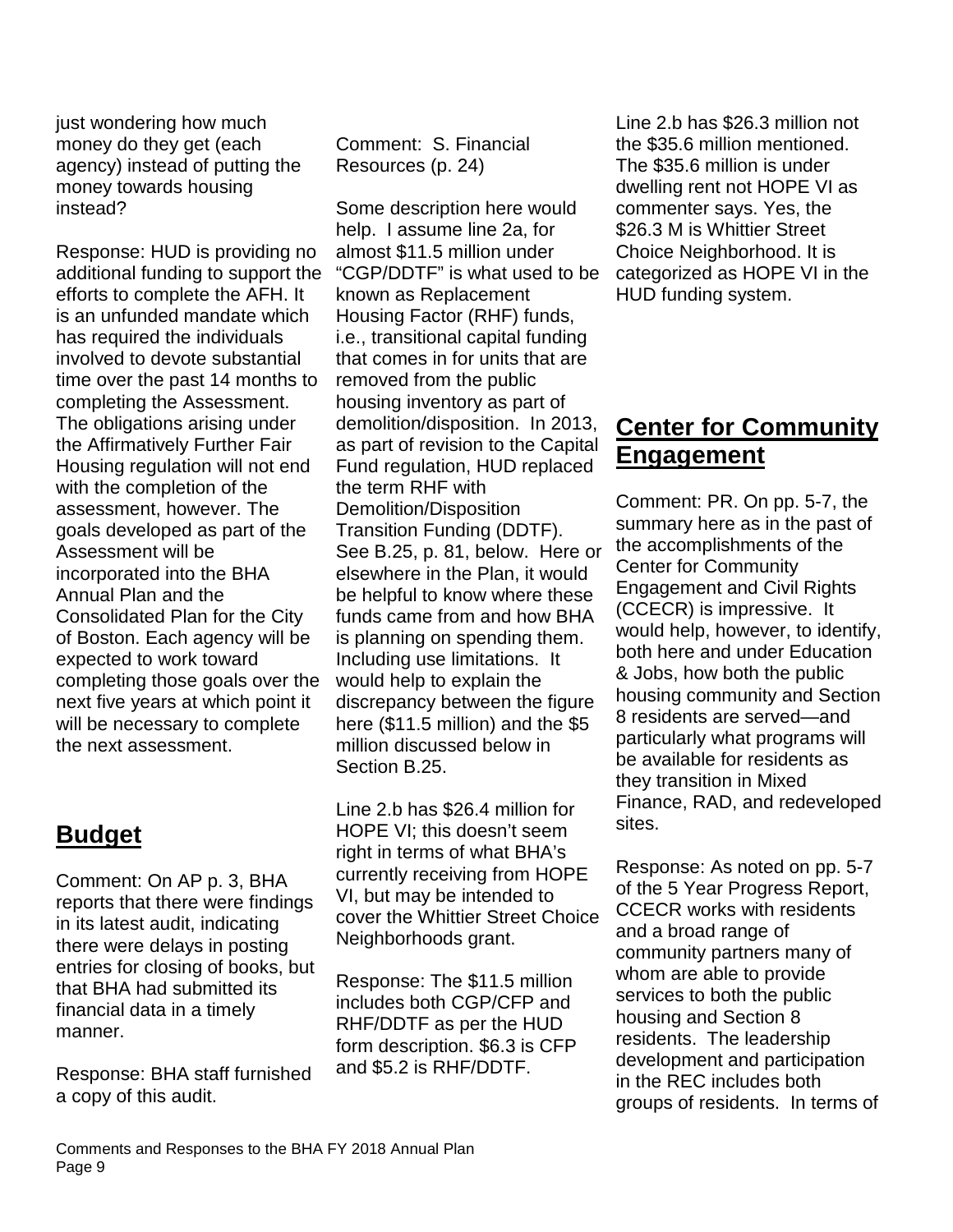just wondering how much money do they get (each agency) instead of putting the money towards housing instead?

Response: HUD is providing no additional funding to support the efforts to complete the AFH. It is an unfunded mandate which has required the individuals involved to devote substantial time over the past 14 months to completing the Assessment. The obligations arising under the Affirmatively Further Fair Housing regulation will not end with the completion of the assessment, however. The goals developed as part of the Assessment will be incorporated into the BHA Annual Plan and the Consolidated Plan for the City of Boston. Each agency will be expected to work toward completing those goals over the next five years at which point it will be necessary to complete the next assessment.

## Budget

Comment: On AP p. 3, BHA reports that there were findings in its latest audit, indicating there were delays in posting entries for closing of books, but that BHA had submitted its financial data in a timely manner.

Response: BHA staff furnished a copy of this audit.

Comment: S. Financial Resources (p. 24)

Some description here would help. I assume line 2a, for almost $11.5 million under "CGP/DDTF" is what used to be known as Replacement Housing Factor (RHF) funds, i.e., transitional capital funding that comes in for units that are removed from the public housing inventory as part of demolition/disposition. In 2013, as part of revision to the Capital Fund regulation, HUD replaced the term RHF with Demolition/Disposition Transition Funding (DDTF). See B.25, p. 81, below. Here or elsewhere in the Plan, it would be helpful to know where these funds came from and how BHA is planning on spending them. Including use limitations. It would help to explain the discrepancy between the figure here ($11.5 million) and the $5 million discussed below in Section B.25.

Line 2.b has $26.4 million for HOPE VI; this doesn't seem right in terms of what BHA's currently receiving from HOPE VI, but may be intended to cover the Whittier Street Choice Neighborhoods grant.

Response: The $11.5 million includes both CGP/CFP and RHF/DDTF as per the HUD form description. $6.3 is CFP and $5.2 is RHF/DDTF.

Line 2.b has $26.3 million not the $35.6 million mentioned. The $35.6 million is under dwelling rent not HOPE VI as commenter says. Yes, the $26.3 M is Whittier Street Choice Neighborhood. It is categorized as HOPE VI in the HUD funding system.

## Center for Community Engagement

Comment: PR. On pp. 5-7, the summary here as in the past of the accomplishments of the Center for Community Engagement and Civil Rights (CCECR) is impressive. It would help, however, to identify, both here and under Education & Jobs, how both the public housing community and Section 8 residents are served—and particularly what programs will be available for residents as they transition in Mixed Finance, RAD, and redeveloped sites.

Response: As noted on pp. 5-7 of the 5 Year Progress Report, CCECR works with residents and a broad range of community partners many of whom are able to provide services to both the public housing and Section 8 residents. The leadership development and participation in the REC includes both groups of residents. In terms of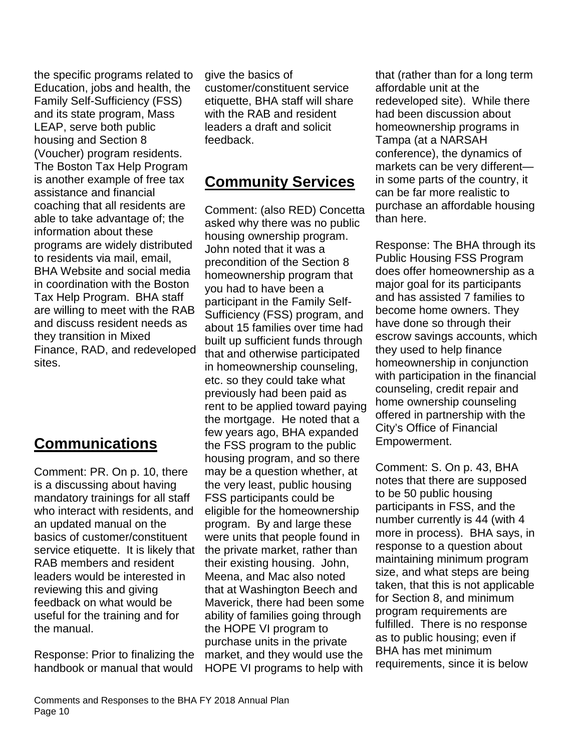the specific programs related to Education, jobs and health, the Family Self-Sufficiency (FSS) and its state program, Mass LEAP, serve both public housing and Section 8 (Voucher) program residents. The Boston Tax Help Program is another example of free tax assistance and financial coaching that all residents are able to take advantage of; the information about these programs are widely distributed to residents via mail, email, BHA Website and social media in coordination with the Boston Tax Help Program. BHA staff are willing to meet with the RAB and discuss resident needs as they transition in Mixed Finance, RAD, and redeveloped sites.

## Communications

Comment: PR. On p. 10, there is a discussing about having mandatory trainings for all staff who interact with residents, and an updated manual on the basics of customer/constituent service etiquette. It is likely that RAB members and resident leaders would be interested in reviewing this and giving feedback on what would be useful for the training and for the manual.

Response: Prior to finalizing the handbook or manual that would give the basics of customer/constituent service etiquette, BHA staff will share with the RAB and resident leaders a draft and solicit feedback.

## Community Services

Comment: (also RED) Concetta asked why there was no public housing ownership program. John noted that it was a precondition of the Section 8 homeownership program that you had to have been a participant in the Family Self-Sufficiency (FSS) program, and about 15 families over time had built up sufficient funds through that and otherwise participated in homeownership counseling, etc. so they could take what previously had been paid as rent to be applied toward paying the mortgage. He noted that a few years ago, BHA expanded the FSS program to the public housing program, and so there may be a question whether, at the very least, public housing FSS participants could be eligible for the homeownership program. By and large these were units that people found in the private market, rather than their existing housing. John, Meena, and Mac also noted that at Washington Beech and Maverick, there had been some ability of families going through the HOPE VI program to purchase units in the private market, and they would use the HOPE VI programs to help with that (rather than for a long term affordable unit at the redeveloped site). While there had been discussion about homeownership programs in Tampa (at a NARSAH conference), the dynamics of markets can be very different—in some parts of the country, it can be far more realistic to purchase an affordable housing than here.

Response: The BHA through its Public Housing FSS Program does offer homeownership as a major goal for its participants and has assisted 7 families to become home owners. They have done so through their escrow savings accounts, which they used to help finance homeownership in conjunction with participation in the financial counseling, credit repair and home ownership counseling offered in partnership with the City's Office of Financial Empowerment.

Comment: S. On p. 43, BHA notes that there are supposed to be 50 public housing participants in FSS, and the number currently is 44 (with 4 more in process). BHA says, in response to a question about maintaining minimum program size, and what steps are being taken, that this is not applicable for Section 8, and minimum program requirements are fulfilled. There is no response as to public housing; even if BHA has met minimum requirements, since it is below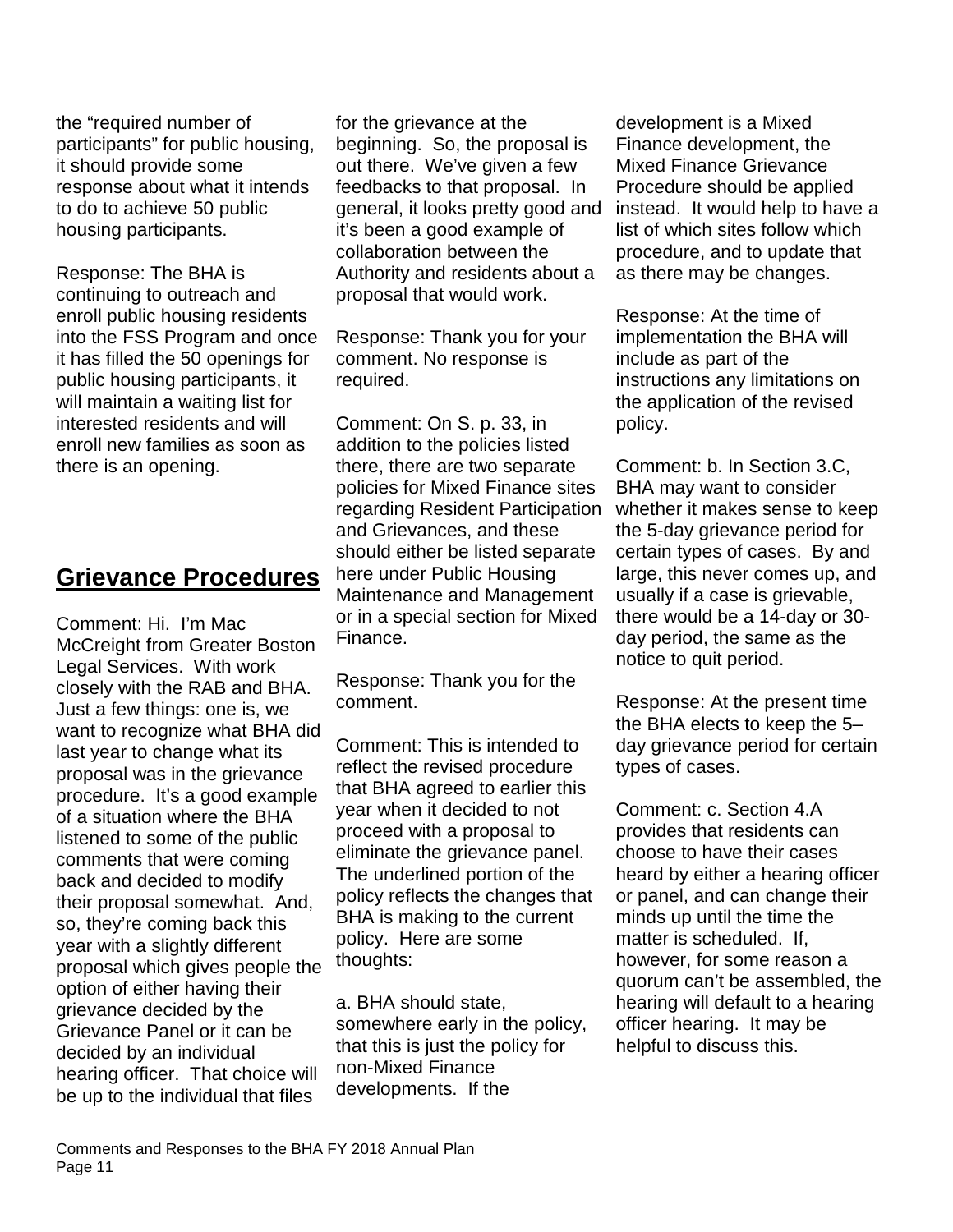the "required number of participants" for public housing, it should provide some response about what it intends to do to achieve 50 public housing participants.

Response: The BHA is continuing to outreach and enroll public housing residents into the FSS Program and once it has filled the 50 openings for public housing participants, it will maintain a waiting list for interested residents and will enroll new families as soon as there is an opening.

## Grievance Procedures

Comment: Hi. I'm Mac McCreight from Greater Boston Legal Services. With work closely with the RAB and BHA. Just a few things: one is, we want to recognize what BHA did last year to change what its proposal was in the grievance procedure. It's a good example of a situation where the BHA listened to some of the public comments that were coming back and decided to modify their proposal somewhat. And, so, they're coming back this year with a slightly different proposal which gives people the option of either having their grievance decided by the Grievance Panel or it can be decided by an individual hearing officer. That choice will be up to the individual that files for the grievance at the beginning. So, the proposal is out there. We've given a few feedbacks to that proposal. In general, it looks pretty good and it's been a good example of collaboration between the Authority and residents about a proposal that would work.

Response: Thank you for your comment. No response is required.

Comment: On S. p. 33, in addition to the policies listed there, there are two separate policies for Mixed Finance sites regarding Resident Participation and Grievances, and these should either be listed separate here under Public Housing Maintenance and Management or in a special section for Mixed Finance.

Response: Thank you for the comment.

Comment: This is intended to reflect the revised procedure that BHA agreed to earlier this year when it decided to not proceed with a proposal to eliminate the grievance panel. The underlined portion of the policy reflects the changes that BHA is making to the current policy. Here are some thoughts:

a. BHA should state, somewhere early in the policy, that this is just the policy for non-Mixed Finance developments. If the development is a Mixed Finance development, the Mixed Finance Grievance Procedure should be applied instead. It would help to have a list of which sites follow which procedure, and to update that as there may be changes.

Response: At the time of implementation the BHA will include as part of the instructions any limitations on the application of the revised policy.

Comment: b. In Section 3.C, BHA may want to consider whether it makes sense to keep the 5-day grievance period for certain types of cases. By and large, this never comes up, and usually if a case is grievable, there would be a 14-day or 30-day period, the same as the notice to quit period.

Response: At the present time the BHA elects to keep the 5–day grievance period for certain types of cases.

Comment: c. Section 4.A provides that residents can choose to have their cases heard by either a hearing officer or panel, and can change their minds up until the time the matter is scheduled. If, however, for some reason a quorum can't be assembled, the hearing will default to a hearing officer hearing. It may be helpful to discuss this.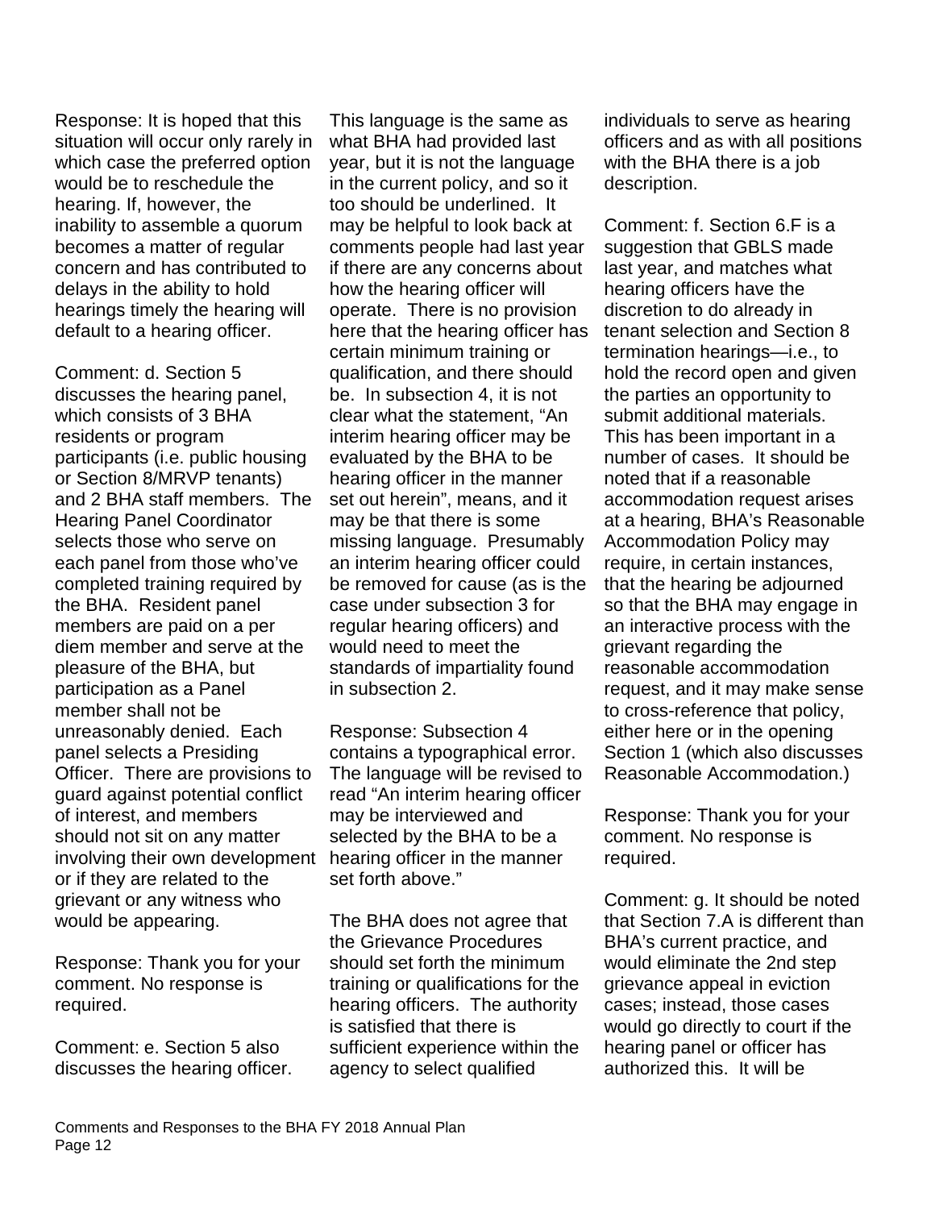Response: It is hoped that this situation will occur only rarely in which case the preferred option would be to reschedule the hearing. If, however, the inability to assemble a quorum becomes a matter of regular concern and has contributed to delays in the ability to hold hearings timely the hearing will default to a hearing officer.

Comment: d. Section 5 discusses the hearing panel, which consists of 3 BHA residents or program participants (i.e. public housing or Section 8/MRVP tenants) and 2 BHA staff members. The Hearing Panel Coordinator selects those who serve on each panel from those who've completed training required by the BHA. Resident panel members are paid on a per diem member and serve at the pleasure of the BHA, but participation as a Panel member shall not be unreasonably denied. Each panel selects a Presiding Officer. There are provisions to guard against potential conflict of interest, and members should not sit on any matter involving their own development or if they are related to the grievant or any witness who would be appearing.

Response: Thank you for your comment. No response is required.

Comment: e. Section 5 also discusses the hearing officer. This language is the same as what BHA had provided last year, but it is not the language in the current policy, and so it too should be underlined. It may be helpful to look back at comments people had last year if there are any concerns about how the hearing officer will operate. There is no provision here that the hearing officer has certain minimum training or qualification, and there should be. In subsection 4, it is not clear what the statement, "An interim hearing officer may be evaluated by the BHA to be hearing officer in the manner set out herein", means, and it may be that there is some missing language. Presumably an interim hearing officer could be removed for cause (as is the case under subsection 3 for regular hearing officers) and would need to meet the standards of impartiality found in subsection 2.

Response: Subsection 4 contains a typographical error. The language will be revised to read "An interim hearing officer may be interviewed and selected by the BHA to be a hearing officer in the manner set forth above."

The BHA does not agree that the Grievance Procedures should set forth the minimum training or qualifications for the hearing officers. The authority is satisfied that there is sufficient experience within the agency to select qualified individuals to serve as hearing officers and as with all positions with the BHA there is a job description.

Comment: f. Section 6.F is a suggestion that GBLS made last year, and matches what hearing officers have the discretion to do already in tenant selection and Section 8 termination hearings—i.e., to hold the record open and given the parties an opportunity to submit additional materials. This has been important in a number of cases. It should be noted that if a reasonable accommodation request arises at a hearing, BHA's Reasonable Accommodation Policy may require, in certain instances, that the hearing be adjourned so that the BHA may engage in an interactive process with the grievant regarding the reasonable accommodation request, and it may make sense to cross-reference that policy, either here or in the opening Section 1 (which also discusses Reasonable Accommodation.)

Response: Thank you for your comment. No response is required.

Comment: g. It should be noted that Section 7.A is different than BHA's current practice, and would eliminate the 2nd step grievance appeal in eviction cases; instead, those cases would go directly to court if the hearing panel or officer has authorized this. It will be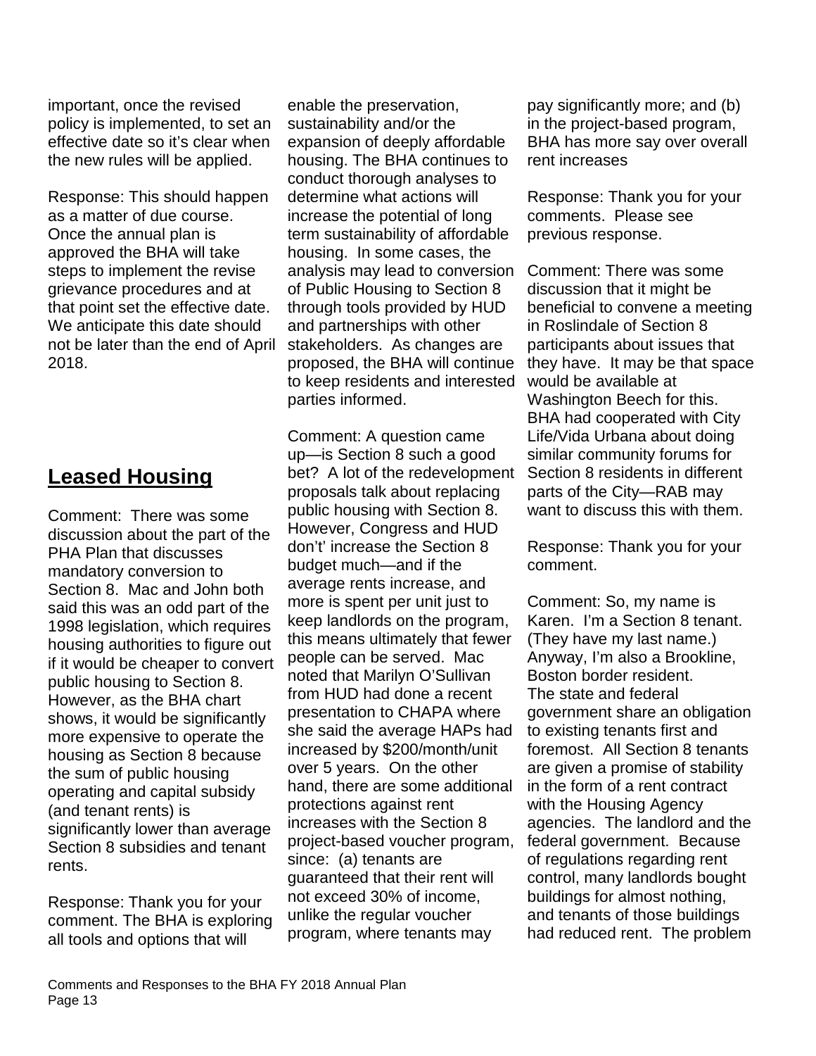important, once the revised policy is implemented, to set an effective date so it's clear when the new rules will be applied.

Response: This should happen as a matter of due course. Once the annual plan is approved the BHA will take steps to implement the revise grievance procedures and at that point set the effective date. We anticipate this date should not be later than the end of April 2018.

## Leased Housing

Comment: There was some discussion about the part of the PHA Plan that discusses mandatory conversion to Section 8. Mac and John both said this was an odd part of the 1998 legislation, which requires housing authorities to figure out if it would be cheaper to convert public housing to Section 8. However, as the BHA chart shows, it would be significantly more expensive to operate the housing as Section 8 because the sum of public housing operating and capital subsidy (and tenant rents) is significantly lower than average Section 8 subsidies and tenant rents.

Response: Thank you for your comment. The BHA is exploring all tools and options that will enable the preservation, sustainability and/or the expansion of deeply affordable housing. The BHA continues to conduct thorough analyses to determine what actions will increase the potential of long term sustainability of affordable housing. In some cases, the analysis may lead to conversion of Public Housing to Section 8 through tools provided by HUD and partnerships with other stakeholders. As changes are proposed, the BHA will continue to keep residents and interested parties informed.

Comment: A question came up—is Section 8 such a good bet? A lot of the redevelopment proposals talk about replacing public housing with Section 8. However, Congress and HUD don't' increase the Section 8 budget much—and if the average rents increase, and more is spent per unit just to keep landlords on the program, this means ultimately that fewer people can be served. Mac noted that Marilyn O'Sullivan from HUD had done a recent presentation to CHAPA where she said the average HAPs had increased by $200/month/unit over 5 years. On the other hand, there are some additional protections against rent increases with the Section 8 project-based voucher program, since: (a) tenants are guaranteed that their rent will not exceed 30% of income, unlike the regular voucher program, where tenants may pay significantly more; and (b) in the project-based program, BHA has more say over overall rent increases

Response: Thank you for your comments. Please see previous response.

Comment: There was some discussion that it might be beneficial to convene a meeting in Roslindale of Section 8 participants about issues that they have. It may be that space would be available at Washington Beech for this. BHA had cooperated with City Life/Vida Urbana about doing similar community forums for Section 8 residents in different parts of the City—RAB may want to discuss this with them.

Response: Thank you for your comment.

Comment: So, my name is Karen. I'm a Section 8 tenant. (They have my last name.) Anyway, I'm also a Brookline, Boston border resident. The state and federal government share an obligation to existing tenants first and foremost. All Section 8 tenants are given a promise of stability in the form of a rent contract with the Housing Agency agencies. The landlord and the federal government. Because of regulations regarding rent control, many landlords bought buildings for almost nothing, and tenants of those buildings had reduced rent. The problem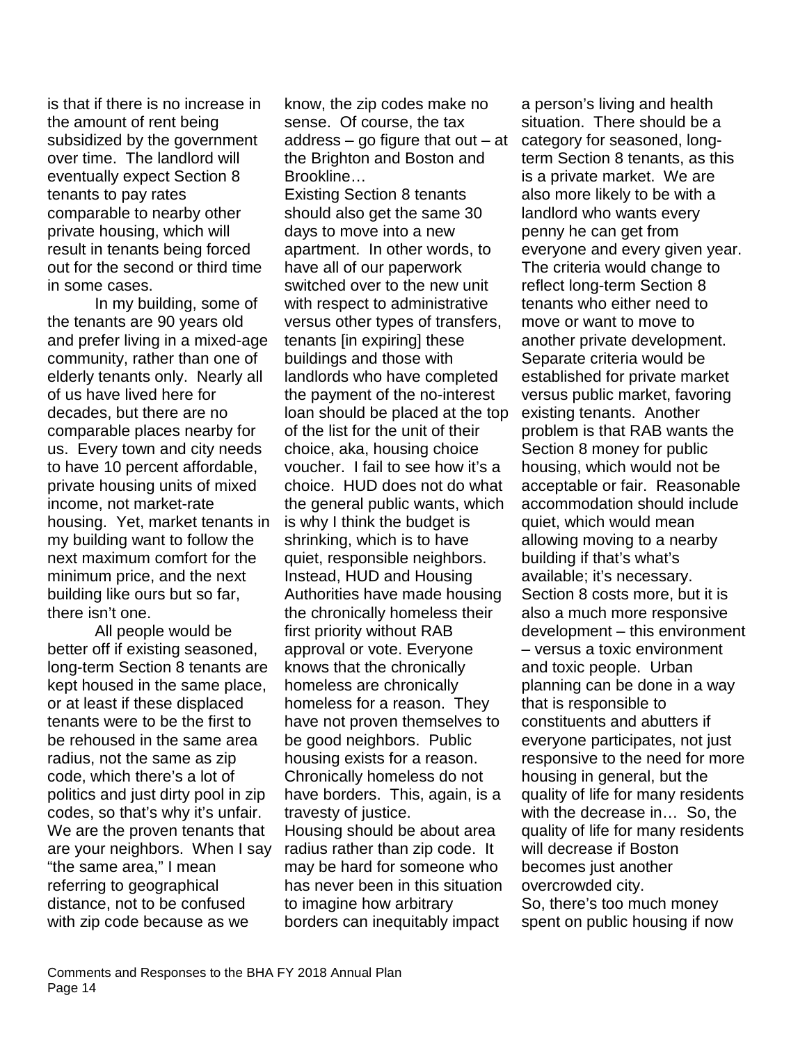is that if there is no increase in the amount of rent being subsidized by the government over time. The landlord will eventually expect Section 8 tenants to pay rates comparable to nearby other private housing, which will result in tenants being forced out for the second or third time in some cases.

In my building, some of the tenants are 90 years old and prefer living in a mixed-age community, rather than one of elderly tenants only. Nearly all of us have lived here for decades, but there are no comparable places nearby for us. Every town and city needs to have 10 percent affordable, private housing units of mixed income, not market-rate housing. Yet, market tenants in my building want to follow the next maximum comfort for the minimum price, and the next building like ours but so far, there isn't one.

All people would be better off if existing seasoned, long-term Section 8 tenants are kept housed in the same place, or at least if these displaced tenants were to be the first to be rehoused in the same area radius, not the same as zip code, which there's a lot of politics and just dirty pool in zip codes, so that's why it's unfair. We are the proven tenants that are your neighbors. When I say "the same area," I mean referring to geographical distance, not to be confused with zip code because as we know, the zip codes make no sense. Of course, the tax address – go figure that out – at the Brighton and Boston and Brookline…

Existing Section 8 tenants should also get the same 30 days to move into a new apartment. In other words, to have all of our paperwork switched over to the new unit with respect to administrative versus other types of transfers, tenants [in expiring] these buildings and those with landlords who have completed the payment of the no-interest loan should be placed at the top of the list for the unit of their choice, aka, housing choice voucher. I fail to see how it's a choice. HUD does not do what the general public wants, which is why I think the budget is shrinking, which is to have quiet, responsible neighbors. Instead, HUD and Housing Authorities have made housing the chronically homeless their first priority without RAB approval or vote. Everyone knows that the chronically homeless are chronically homeless for a reason. They have not proven themselves to be good neighbors. Public housing exists for a reason. Chronically homeless do not have borders. This, again, is a travesty of justice.

Housing should be about area radius rather than zip code. It may be hard for someone who has never been in this situation to imagine how arbitrary borders can inequitably impact a person's living and health situation. There should be a category for seasoned, long-term Section 8 tenants, as this is a private market. We are also more likely to be with a landlord who wants every penny he can get from everyone and every given year. The criteria would change to reflect long-term Section 8 tenants who either need to move or want to move to another private development. Separate criteria would be established for private market versus public market, favoring existing tenants. Another problem is that RAB wants the Section 8 money for public housing, which would not be acceptable or fair. Reasonable accommodation should include quiet, which would mean allowing moving to a nearby building if that's what's available; it's necessary. Section 8 costs more, but it is also a much more responsive development – this environment – versus a toxic environment and toxic people. Urban planning can be done in a way that is responsible to constituents and abutters if everyone participates, not just responsive to the need for more housing in general, but the quality of life for many residents with the decrease in… So, the quality of life for many residents will decrease if Boston becomes just another overcrowded city.

So, there's too much money spent on public housing if now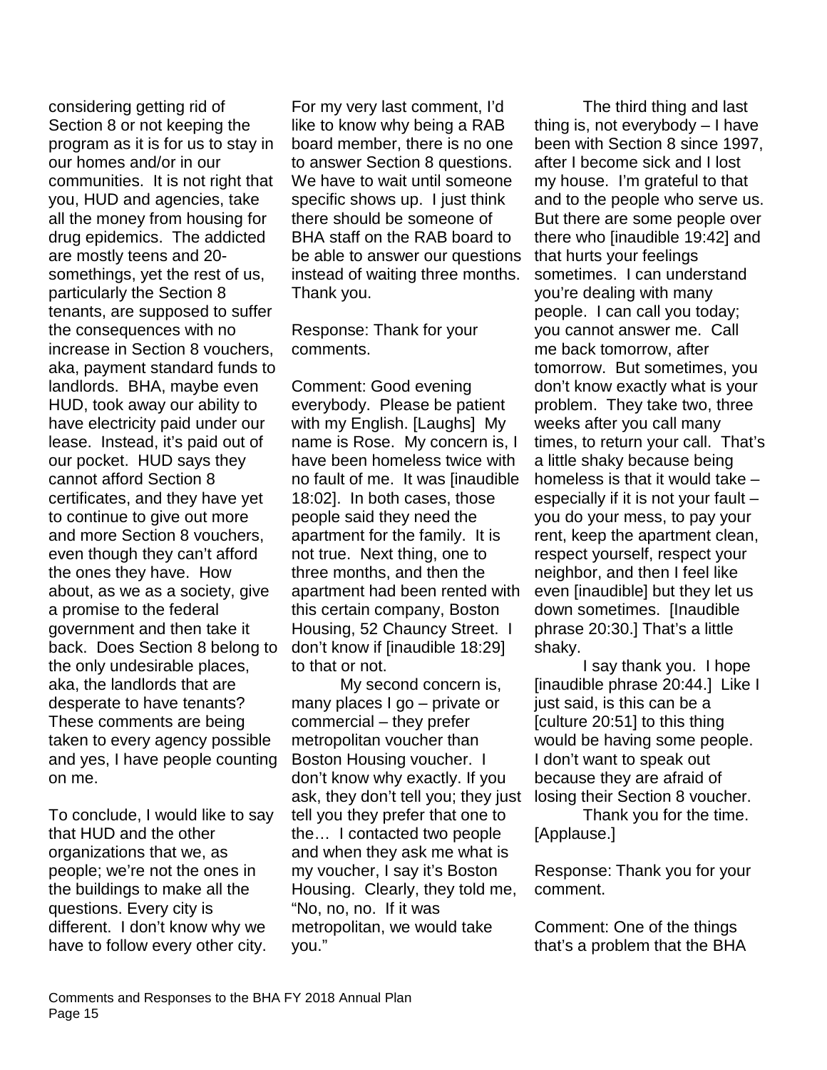considering getting rid of Section 8 or not keeping the program as it is for us to stay in our homes and/or in our communities. It is not right that you, HUD and agencies, take all the money from housing for drug epidemics. The addicted are mostly teens and 20-somethings, yet the rest of us, particularly the Section 8 tenants, are supposed to suffer the consequences with no increase in Section 8 vouchers, aka, payment standard funds to landlords. BHA, maybe even HUD, took away our ability to have electricity paid under our lease. Instead, it's paid out of our pocket. HUD says they cannot afford Section 8 certificates, and they have yet to continue to give out more and more Section 8 vouchers, even though they can't afford the ones they have. How about, as we as a society, give a promise to the federal government and then take it back. Does Section 8 belong to the only undesirable places, aka, the landlords that are desperate to have tenants? These comments are being taken to every agency possible and yes, I have people counting on me.

To conclude, I would like to say that HUD and the other organizations that we, as people; we're not the ones in the buildings to make all the questions. Every city is different. I don't know why we have to follow every other city.

For my very last comment, I'd like to know why being a RAB board member, there is no one to answer Section 8 questions. We have to wait until someone specific shows up. I just think there should be someone of BHA staff on the RAB board to be able to answer our questions instead of waiting three months. Thank you.

Response: Thank for your comments.

Comment: Good evening everybody. Please be patient with my English. [Laughs] My name is Rose. My concern is, I have been homeless twice with no fault of me. It was [inaudible 18:02]. In both cases, those people said they need the apartment for the family. It is not true. Next thing, one to three months, and then the apartment had been rented with this certain company, Boston Housing, 52 Chauncy Street. I don't know if [inaudible 18:29] to that or not.

My second concern is, many places I go – private or commercial – they prefer metropolitan voucher than Boston Housing voucher. I don't know why exactly. If you ask, they don't tell you; they just tell you they prefer that one to the… I contacted two people and when they ask me what is my voucher, I say it's Boston Housing. Clearly, they told me, "No, no, no. If it was metropolitan, we would take you."

The third thing and last thing is, not everybody – I have been with Section 8 since 1997, after I become sick and I lost my house. I'm grateful to that and to the people who serve us. But there are some people over there who [inaudible 19:42] and that hurts your feelings sometimes. I can understand you're dealing with many people. I can call you today; you cannot answer me. Call me back tomorrow, after tomorrow. But sometimes, you don't know exactly what is your problem. They take two, three weeks after you call many times, to return your call. That's a little shaky because being homeless is that it would take – especially if it is not your fault – you do your mess, to pay your rent, keep the apartment clean, respect yourself, respect your neighbor, and then I feel like even [inaudible] but they let us down sometimes. [Inaudible phrase 20:30.] That's a little shaky.

I say thank you. I hope [inaudible phrase 20:44.] Like I just said, is this can be a [culture 20:51] to this thing would be having some people. I don't want to speak out because they are afraid of losing their Section 8 voucher.

Thank you for the time. [Applause.]

Response: Thank you for your comment.

Comment: One of the things that's a problem that the BHA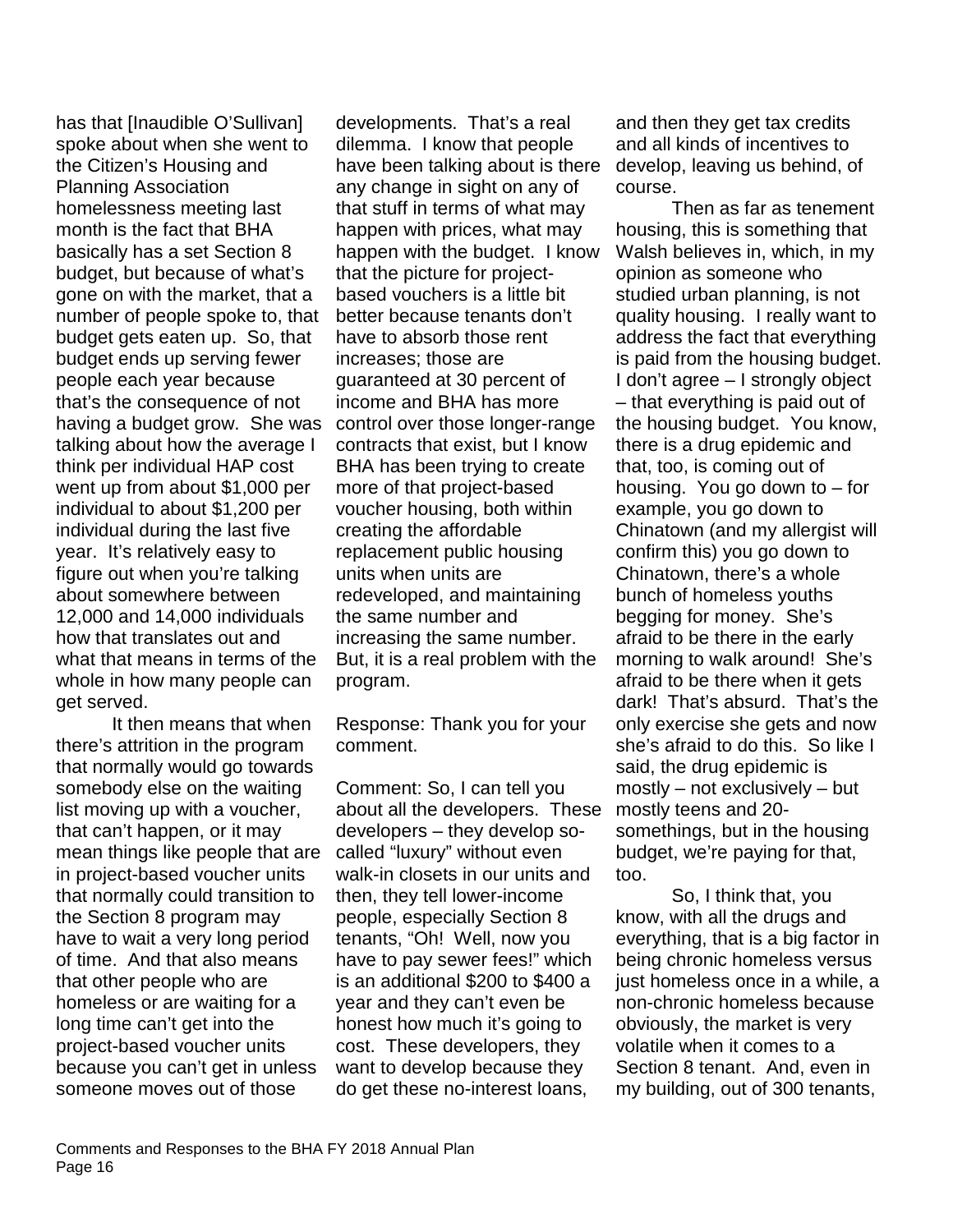has that [Inaudible O'Sullivan] spoke about when she went to the Citizen's Housing and Planning Association homelessness meeting last month is the fact that BHA basically has a set Section 8 budget, but because of what's gone on with the market, that a number of people spoke to, that budget gets eaten up. So, that budget ends up serving fewer people each year because that's the consequence of not having a budget grow. She was talking about how the average I think per individual HAP cost went up from about $1,000 per individual to about $1,200 per individual during the last five year. It's relatively easy to figure out when you're talking about somewhere between 12,000 and 14,000 individuals how that translates out and what that means in terms of the whole in how many people can get served.

It then means that when there's attrition in the program that normally would go towards somebody else on the waiting list moving up with a voucher, that can't happen, or it may mean things like people that are in project-based voucher units that normally could transition to the Section 8 program may have to wait a very long period of time. And that also means that other people who are homeless or are waiting for a long time can't get into the project-based voucher units because you can't get in unless someone moves out of those developments. That's a real dilemma. I know that people have been talking about is there any change in sight on any of that stuff in terms of what may happen with prices, what may happen with the budget. I know that the picture for project-based vouchers is a little bit better because tenants don't have to absorb those rent increases; those are guaranteed at 30 percent of income and BHA has more control over those longer-range contracts that exist, but I know BHA has been trying to create more of that project-based voucher housing, both within creating the affordable replacement public housing units when units are redeveloped, and maintaining the same number and increasing the same number. But, it is a real problem with the program.

Response: Thank you for your comment.

Comment: So, I can tell you about all the developers. These developers – they develop so-called "luxury" without even walk-in closets in our units and then, they tell lower-income people, especially Section 8 tenants, "Oh! Well, now you have to pay sewer fees!" which is an additional $200 to $400 a year and they can't even be honest how much it's going to cost. These developers, they want to develop because they do get these no-interest loans, and then they get tax credits and all kinds of incentives to develop, leaving us behind, of course.

Then as far as tenement housing, this is something that Walsh believes in, which, in my opinion as someone who studied urban planning, is not quality housing. I really want to address the fact that everything is paid from the housing budget. I don't agree – I strongly object – that everything is paid out of the housing budget. You know, there is a drug epidemic and that, too, is coming out of housing. You go down to – for example, you go down to Chinatown (and my allergist will confirm this) you go down to Chinatown, there's a whole bunch of homeless youths begging for money. She's afraid to be there in the early morning to walk around! She's afraid to be there when it gets dark! That's absurd. That's the only exercise she gets and now she's afraid to do this. So like I said, the drug epidemic is mostly – not exclusively – but mostly teens and 20-somethings, but in the housing budget, we're paying for that, too.

So, I think that, you know, with all the drugs and everything, that is a big factor in being chronic homeless versus just homeless once in a while, a non-chronic homeless because obviously, the market is very volatile when it comes to a Section 8 tenant. And, even in my building, out of 300 tenants,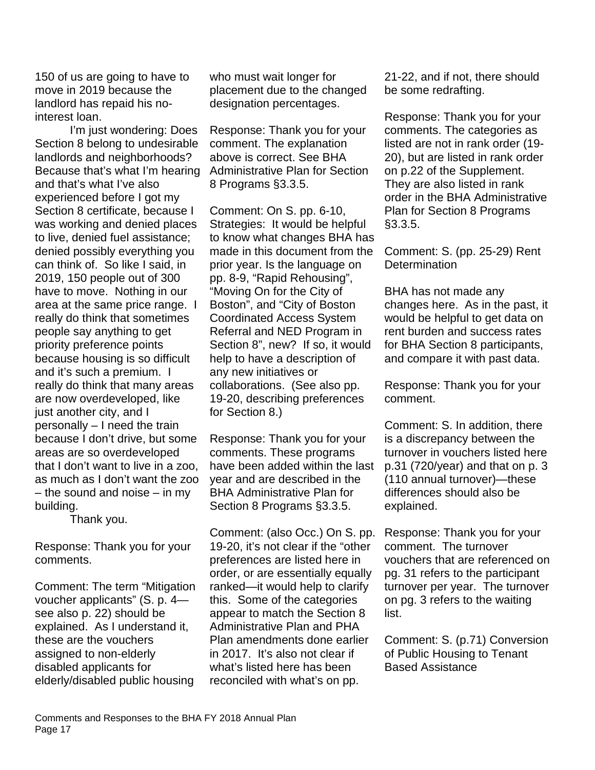150 of us are going to have to move in 2019 because the landlord has repaid his no-interest loan.

I'm just wondering: Does Section 8 belong to undesirable landlords and neighborhoods? Because that's what I'm hearing and that's what I've also experienced before I got my Section 8 certificate, because I was working and denied places to live, denied fuel assistance; denied possibly everything you can think of. So like I said, in 2019, 150 people out of 300 have to move. Nothing in our area at the same price range. I really do think that sometimes people say anything to get priority preference points because housing is so difficult and it's such a premium. I really do think that many areas are now overdeveloped, like just another city, and I personally – I need the train because I don't drive, but some areas are so overdeveloped that I don't want to live in a zoo, as much as I don't want the zoo – the sound and noise – in my building.

Thank you.

Response: Thank you for your comments.

Comment: The term "Mitigation voucher applicants" (S. p. 4—see also p. 22) should be explained. As I understand it, these are the vouchers assigned to non-elderly disabled applicants for elderly/disabled public housing who must wait longer for placement due to the changed designation percentages.

Response: Thank you for your comment. The explanation above is correct. See BHA Administrative Plan for Section 8 Programs §3.3.5.

Comment: On S. pp. 6-10, Strategies: It would be helpful to know what changes BHA has made in this document from the prior year. Is the language on pp. 8-9, "Rapid Rehousing", "Moving On for the City of Boston", and "City of Boston Coordinated Access System Referral and NED Program in Section 8", new? If so, it would help to have a description of any new initiatives or collaborations. (See also pp. 19-20, describing preferences for Section 8.)

Response: Thank you for your comments. These programs have been added within the last year and are described in the BHA Administrative Plan for Section 8 Programs §3.3.5.

Comment: (also Occ.) On S. pp. 19-20, it's not clear if the "other preferences are listed here in order, or are essentially equally ranked—it would help to clarify this. Some of the categories appear to match the Section 8 Administrative Plan and PHA Plan amendments done earlier in 2017. It's also not clear if what's listed here has been reconciled with what's on pp. 21-22, and if not, there should be some redrafting.

Response: Thank you for your comments. The categories as listed are not in rank order (19-20), but are listed in rank order on p.22 of the Supplement. They are also listed in rank order in the BHA Administrative Plan for Section 8 Programs §3.3.5.

Comment: S. (pp. 25-29) Rent Determination

BHA has not made any changes here. As in the past, it would be helpful to get data on rent burden and success rates for BHA Section 8 participants, and compare it with past data.

Response: Thank you for your comment.

Comment: S. In addition, there is a discrepancy between the turnover in vouchers listed here p.31 (720/year) and that on p. 3 (110 annual turnover)—these differences should also be explained.

Response: Thank you for your comment. The turnover vouchers that are referenced on pg. 31 refers to the participant turnover per year. The turnover on pg. 3 refers to the waiting list.

Comment: S. (p.71) Conversion of Public Housing to Tenant Based Assistance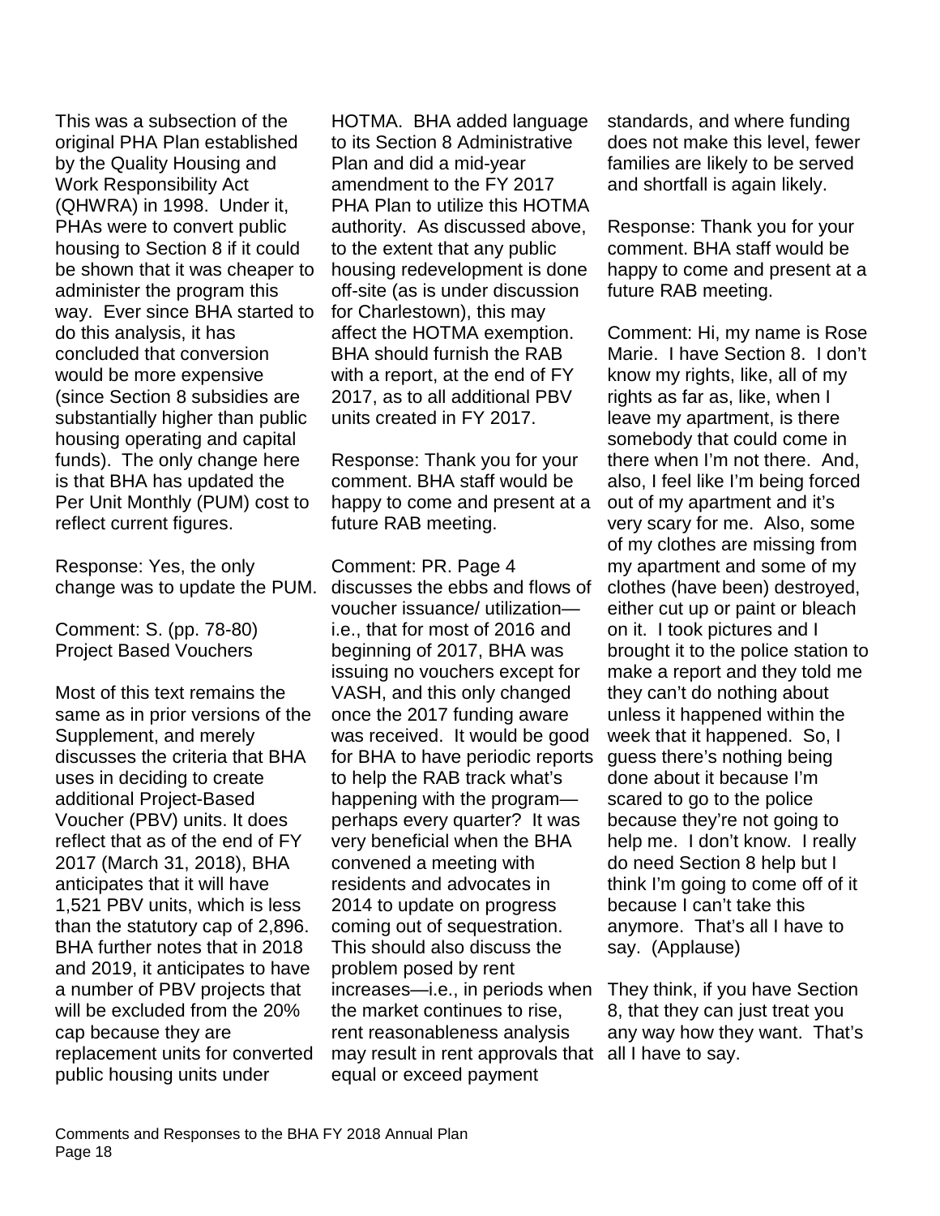This was a subsection of the original PHA Plan established by the Quality Housing and Work Responsibility Act (QHWRA) in 1998. Under it, PHAs were to convert public housing to Section 8 if it could be shown that it was cheaper to administer the program this way. Ever since BHA started to do this analysis, it has concluded that conversion would be more expensive (since Section 8 subsidies are substantially higher than public housing operating and capital funds). The only change here is that BHA has updated the Per Unit Monthly (PUM) cost to reflect current figures.

Response: Yes, the only change was to update the PUM.

Comment: S. (pp. 78-80) Project Based Vouchers

Most of this text remains the same as in prior versions of the Supplement, and merely discusses the criteria that BHA uses in deciding to create additional Project-Based Voucher (PBV) units. It does reflect that as of the end of FY 2017 (March 31, 2018), BHA anticipates that it will have 1,521 PBV units, which is less than the statutory cap of 2,896. BHA further notes that in 2018 and 2019, it anticipates to have a number of PBV projects that will be excluded from the 20% cap because they are replacement units for converted public housing units under HOTMA. BHA added language to its Section 8 Administrative Plan and did a mid-year amendment to the FY 2017 PHA Plan to utilize this HOTMA authority. As discussed above, to the extent that any public housing redevelopment is done off-site (as is under discussion for Charlestown), this may affect the HOTMA exemption. BHA should furnish the RAB with a report, at the end of FY 2017, as to all additional PBV units created in FY 2017.

Response: Thank you for your comment. BHA staff would be happy to come and present at a future RAB meeting.

Comment: PR. Page 4 discusses the ebbs and flows of voucher issuance/ utilization—i.e., that for most of 2016 and beginning of 2017, BHA was issuing no vouchers except for VASH, and this only changed once the 2017 funding aware was received. It would be good for BHA to have periodic reports to help the RAB track what's happening with the program—perhaps every quarter? It was very beneficial when the BHA convened a meeting with residents and advocates in 2014 to update on progress coming out of sequestration. This should also discuss the problem posed by rent increases—i.e., in periods when the market continues to rise, rent reasonableness analysis may result in rent approvals that equal or exceed payment standards, and where funding does not make this level, fewer families are likely to be served and shortfall is again likely.

Response: Thank you for your comment. BHA staff would be happy to come and present at a future RAB meeting.

Comment: Hi, my name is Rose Marie. I have Section 8. I don't know my rights, like, all of my rights as far as, like, when I leave my apartment, is there somebody that could come in there when I'm not there. And, also, I feel like I'm being forced out of my apartment and it's very scary for me. Also, some of my clothes are missing from my apartment and some of my clothes (have been) destroyed, either cut up or paint or bleach on it. I took pictures and I brought it to the police station to make a report and they told me they can't do nothing about unless it happened within the week that it happened. So, I guess there's nothing being done about it because I'm scared to go to the police because they're not going to help me. I don't know. I really do need Section 8 help but I think I'm going to come off of it because I can't take this anymore. That's all I have to say. (Applause)

They think, if you have Section 8, that they can just treat you any way how they want. That's all I have to say.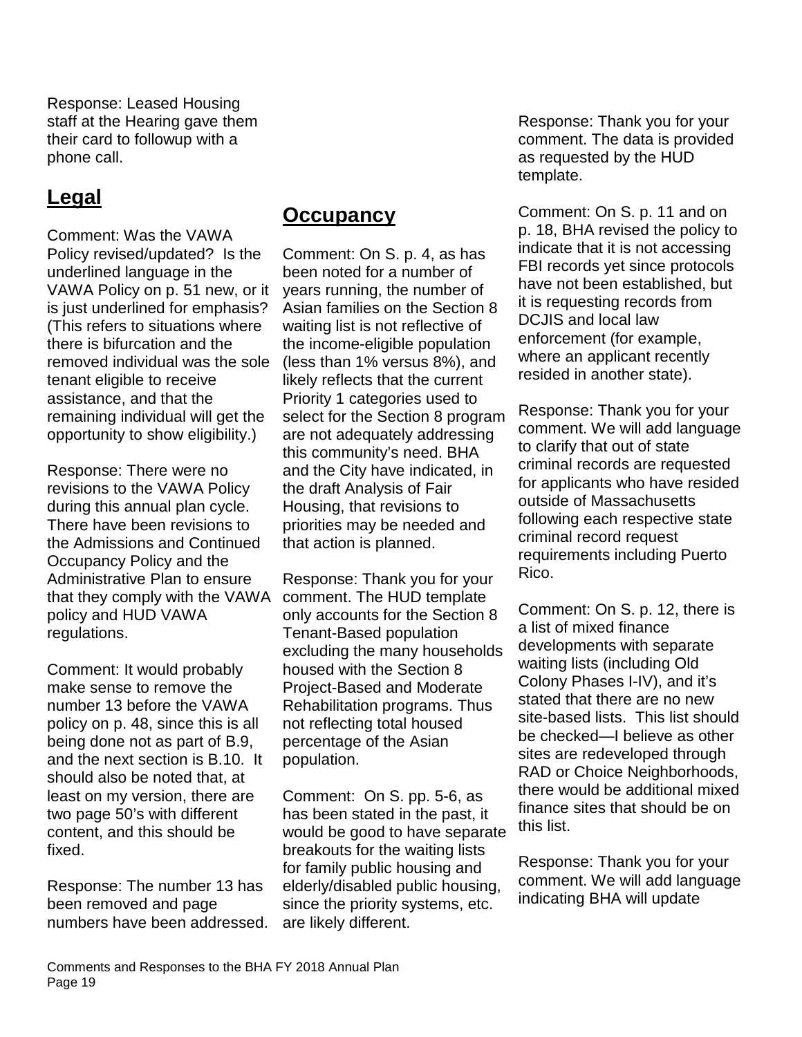Response: Leased Housing staff at the Hearing gave them their card to followup with a phone call.

## Legal

Comment: Was the VAWA Policy revised/updated? Is the underlined language in the VAWA Policy on p. 51 new, or it is just underlined for emphasis? (This refers to situations where there is bifurcation and the removed individual was the sole tenant eligible to receive assistance, and that the remaining individual will get the opportunity to show eligibility.)

Response: There were no revisions to the VAWA Policy during this annual plan cycle. There have been revisions to the Admissions and Continued Occupancy Policy and the Administrative Plan to ensure that they comply with the VAWA policy and HUD VAWA regulations.

Comment: It would probably make sense to remove the number 13 before the VAWA policy on p. 48, since this is all being done not as part of B.9, and the next section is B.10. It should also be noted that, at least on my version, there are two page 50's with different content, and this should be fixed.

Response: The number 13 has been removed and page numbers have been addressed.

## Occupancy

Comment: On S. p. 4, as has been noted for a number of years running, the number of Asian families on the Section 8 waiting list is not reflective of the income-eligible population (less than 1% versus 8%), and likely reflects that the current Priority 1 categories used to select for the Section 8 program are not adequately addressing this community's need. BHA and the City have indicated, in the draft Analysis of Fair Housing, that revisions to priorities may be needed and that action is planned.

Response: Thank you for your comment. The HUD template only accounts for the Section 8 Tenant-Based population excluding the many households housed with the Section 8 Project-Based and Moderate Rehabilitation programs. Thus not reflecting total housed percentage of the Asian population.

Comment: On S. pp. 5-6, as has been stated in the past, it would be good to have separate breakouts for the waiting lists for family public housing and elderly/disabled public housing, since the priority systems, etc. are likely different.

Response: Thank you for your comment. The data is provided as requested by the HUD template.

Comment: On S. p. 11 and on p. 18, BHA revised the policy to indicate that it is not accessing FBI records yet since protocols have not been established, but it is requesting records from DCJIS and local law enforcement (for example, where an applicant recently resided in another state).

Response: Thank you for your comment. We will add language to clarify that out of state criminal records are requested for applicants who have resided outside of Massachusetts following each respective state criminal record request requirements including Puerto Rico.

Comment: On S. p. 12, there is a list of mixed finance developments with separate waiting lists (including Old Colony Phases I-IV), and it's stated that there are no new site-based lists. This list should be checked—I believe as other sites are redeveloped through RAD or Choice Neighborhoods, there would be additional mixed finance sites that should be on this list.

Response: Thank you for your comment. We will add language indicating BHA will update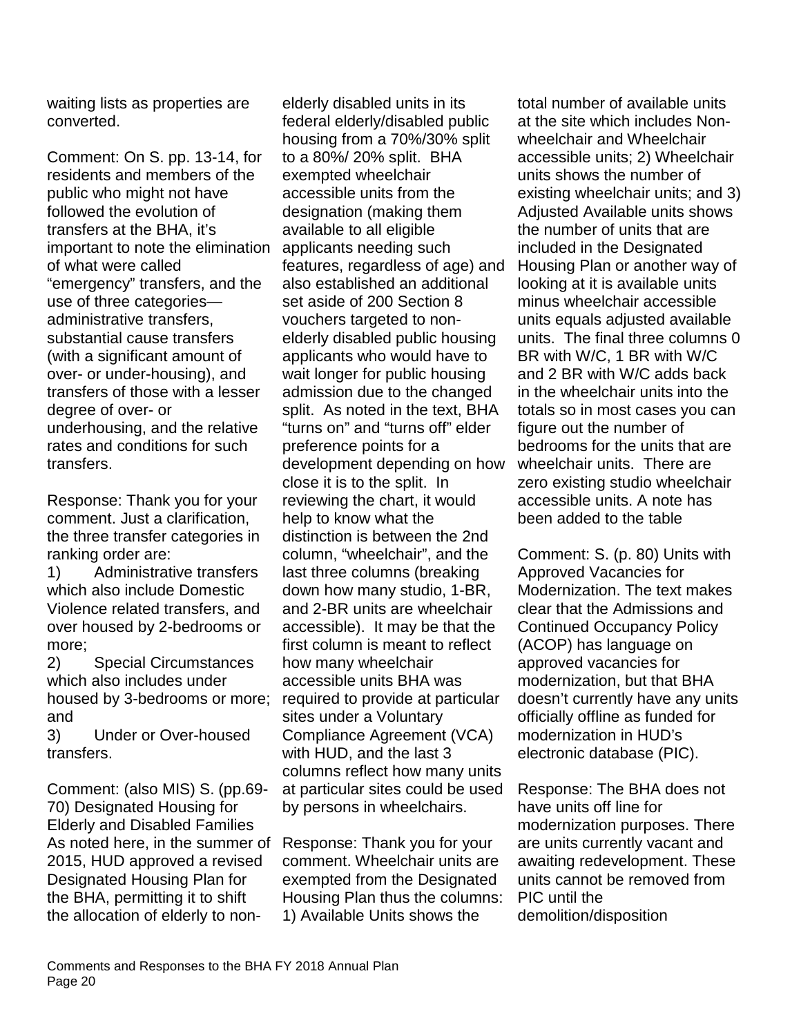waiting lists as properties are converted.

Comment: On S. pp. 13-14, for residents and members of the public who might not have followed the evolution of transfers at the BHA, it's important to note the elimination of what were called "emergency" transfers, and the use of three categories—administrative transfers, substantial cause transfers (with a significant amount of over- or under-housing), and transfers of those with a lesser degree of over- or underhousing, and the relative rates and conditions for such transfers.

Response: Thank you for your comment. Just a clarification, the three transfer categories in ranking order are:

1) Administrative transfers which also include Domestic Violence related transfers, and over housed by 2-bedrooms or more;
2) Special Circumstances which also includes under housed by 3-bedrooms or more; and
3) Under or Over-housed transfers.

Comment: (also MIS) S. (pp.69-70) Designated Housing for Elderly and Disabled Families As noted here, in the summer of 2015, HUD approved a revised Designated Housing Plan for the BHA, permitting it to shift the allocation of elderly to non-elderly disabled units in its federal elderly/disabled public housing from a 70%/30% split to a 80%/ 20% split. BHA exempted wheelchair accessible units from the designation (making them available to all eligible applicants needing such features, regardless of age) and also established an additional set aside of 200 Section 8 vouchers targeted to non-elderly disabled public housing applicants who would have to wait longer for public housing admission due to the changed split. As noted in the text, BHA "turns on" and "turns off" elder preference points for a development depending on how close it is to the split. In reviewing the chart, it would help to know what the distinction is between the 2nd column, "wheelchair", and the last three columns (breaking down how many studio, 1-BR, and 2-BR units are wheelchair accessible). It may be that the first column is meant to reflect how many wheelchair accessible units BHA was required to provide at particular sites under a Voluntary Compliance Agreement (VCA) with HUD, and the last 3 columns reflect how many units at particular sites could be used by persons in wheelchairs.

Response: Thank you for your comment. Wheelchair units are exempted from the Designated Housing Plan thus the columns: 1) Available Units shows the total number of available units at the site which includes Non-wheelchair and Wheelchair accessible units; 2) Wheelchair units shows the number of existing wheelchair units; and 3) Adjusted Available units shows the number of units that are included in the Designated Housing Plan or another way of looking at it is available units minus wheelchair accessible units equals adjusted available units. The final three columns 0 BR with W/C, 1 BR with W/C and 2 BR with W/C adds back in the wheelchair units into the totals so in most cases you can figure out the number of bedrooms for the units that are wheelchair units. There are zero existing studio wheelchair accessible units. A note has been added to the table

Comment: S. (p. 80) Units with Approved Vacancies for Modernization. The text makes clear that the Admissions and Continued Occupancy Policy (ACOP) has language on approved vacancies for modernization, but that BHA doesn't currently have any units officially offline as funded for modernization in HUD's electronic database (PIC).

Response: The BHA does not have units off line for modernization purposes. There are units currently vacant and awaiting redevelopment. These units cannot be removed from PIC until the demolition/disposition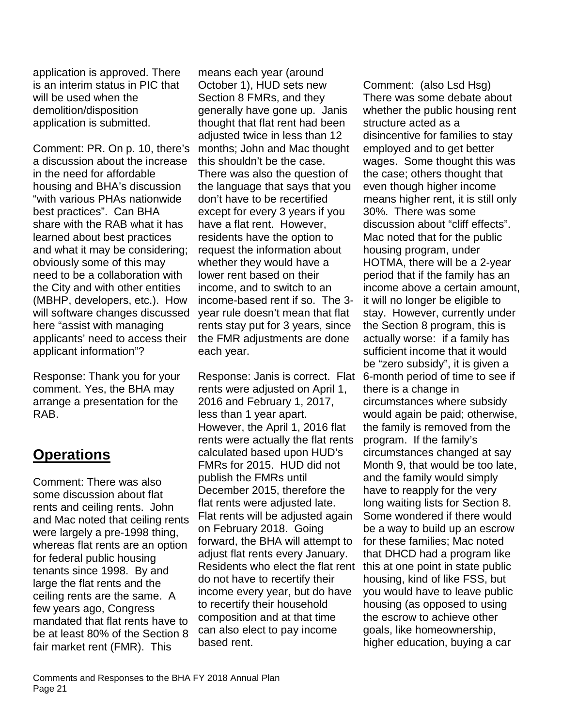application is approved. There is an interim status in PIC that will be used when the demolition/disposition application is submitted.

Comment: PR. On p. 10, there's a discussion about the increase in the need for affordable housing and BHA's discussion "with various PHAs nationwide best practices". Can BHA share with the RAB what it has learned about best practices and what it may be considering; obviously some of this may need to be a collaboration with the City and with other entities (MBHP, developers, etc.). How will software changes discussed here "assist with managing applicants' need to access their applicant information"?

Response: Thank you for your comment. Yes, the BHA may arrange a presentation for the RAB.

## Operations

Comment: There was also some discussion about flat rents and ceiling rents. John and Mac noted that ceiling rents were largely a pre-1998 thing, whereas flat rents are an option for federal public housing tenants since 1998. By and large the flat rents and the ceiling rents are the same. A few years ago, Congress mandated that flat rents have to be at least 80% of the Section 8 fair market rent (FMR). This means each year (around October 1), HUD sets new Section 8 FMRs, and they generally have gone up. Janis thought that flat rent had been adjusted twice in less than 12 months; John and Mac thought this shouldn't be the case. There was also the question of the language that says that you don't have to be recertified except for every 3 years if you have a flat rent. However, residents have the option to request the information about whether they would have a lower rent based on their income, and to switch to an income-based rent if so. The 3-year rule doesn't mean that flat rents stay put for 3 years, since the FMR adjustments are done each year.

Response: Janis is correct. Flat rents were adjusted on April 1, 2016 and February 1, 2017, less than 1 year apart. However, the April 1, 2016 flat rents were actually the flat rents calculated based upon HUD's FMRs for 2015. HUD did not publish the FMRs until December 2015, therefore the flat rents were adjusted late. Flat rents will be adjusted again on February 2018. Going forward, the BHA will attempt to adjust flat rents every January. Residents who elect the flat rent do not have to recertify their income every year, but do have to recertify their household composition and at that time can also elect to pay income based rent.

Comment: (also Lsd Hsg) There was some debate about whether the public housing rent structure acted as a disincentive for families to stay employed and to get better wages. Some thought this was the case; others thought that even though higher income means higher rent, it is still only 30%. There was some discussion about "cliff effects". Mac noted that for the public housing program, under HOTMA, there will be a 2-year period that if the family has an income above a certain amount, it will no longer be eligible to stay. However, currently under the Section 8 program, this is actually worse: if a family has sufficient income that it would be "zero subsidy", it is given a 6-month period of time to see if there is a change in circumstances where subsidy would again be paid; otherwise, the family is removed from the program. If the family's circumstances changed at say Month 9, that would be too late, and the family would simply have to reapply for the very long waiting lists for Section 8. Some wondered if there would be a way to build up an escrow for these families; Mac noted that DHCD had a program like this at one point in state public housing, kind of like FSS, but you would have to leave public housing (as opposed to using the escrow to achieve other goals, like homeownership, higher education, buying a car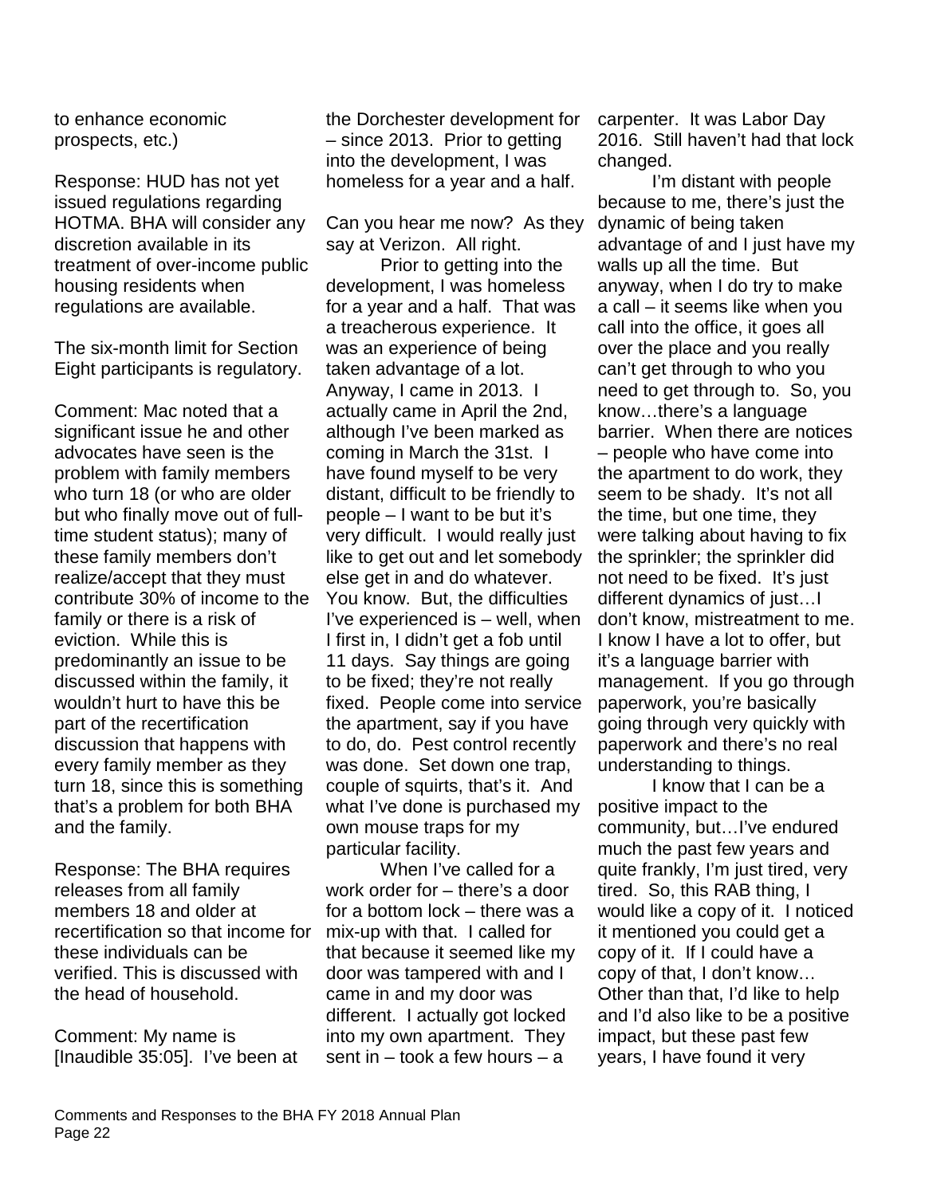to enhance economic prospects, etc.)

Response: HUD has not yet issued regulations regarding HOTMA. BHA will consider any discretion available in its treatment of over-income public housing residents when regulations are available.

The six-month limit for Section Eight participants is regulatory.

Comment: Mac noted that a significant issue he and other advocates have seen is the problem with family members who turn 18 (or who are older but who finally move out of full-time student status); many of these family members don't realize/accept that they must contribute 30% of income to the family or there is a risk of eviction. While this is predominantly an issue to be discussed within the family, it wouldn't hurt to have this be part of the recertification discussion that happens with every family member as they turn 18, since this is something that's a problem for both BHA and the family.

Response: The BHA requires releases from all family members 18 and older at recertification so that income for these individuals can be verified. This is discussed with the head of household.

Comment: My name is [Inaudible 35:05]. I've been at the Dorchester development for – since 2013. Prior to getting into the development, I was homeless for a year and a half.

Can you hear me now? As they say at Verizon. All right.

Prior to getting into the development, I was homeless for a year and a half. That was a treacherous experience. It was an experience of being taken advantage of a lot. Anyway, I came in 2013. I actually came in April the 2nd, although I've been marked as coming in March the 31st. I have found myself to be very distant, difficult to be friendly to people – I want to be but it's very difficult. I would really just like to get out and let somebody else get in and do whatever. You know. But, the difficulties I've experienced is – well, when I first in, I didn't get a fob until 11 days. Say things are going to be fixed; they're not really fixed. People come into service the apartment, say if you have to do, do. Pest control recently was done. Set down one trap, couple of squirts, that's it. And what I've done is purchased my own mouse traps for my particular facility.

When I've called for a work order for – there's a door for a bottom lock – there was a mix-up with that. I called for that because it seemed like my door was tampered with and I came in and my door was different. I actually got locked into my own apartment. They sent in – took a few hours – a carpenter. It was Labor Day 2016. Still haven't had that lock changed.

I'm distant with people because to me, there's just the dynamic of being taken advantage of and I just have my walls up all the time. But anyway, when I do try to make a call – it seems like when you call into the office, it goes all over the place and you really can't get through to who you need to get through to. So, you know…there's a language barrier. When there are notices – people who have come into the apartment to do work, they seem to be shady. It's not all the time, but one time, they were talking about having to fix the sprinkler; the sprinkler did not need to be fixed. It's just different dynamics of just…I don't know, mistreatment to me. I know I have a lot to offer, but it's a language barrier with management. If you go through paperwork, you're basically going through very quickly with paperwork and there's no real understanding to things.

I know that I can be a positive impact to the community, but…I've endured much the past few years and quite frankly, I'm just tired, very tired. So, this RAB thing, I would like a copy of it. I noticed it mentioned you could get a copy of it. If I could have a copy of that, I don't know… Other than that, I'd like to help and I'd also like to be a positive impact, but these past few years, I have found it very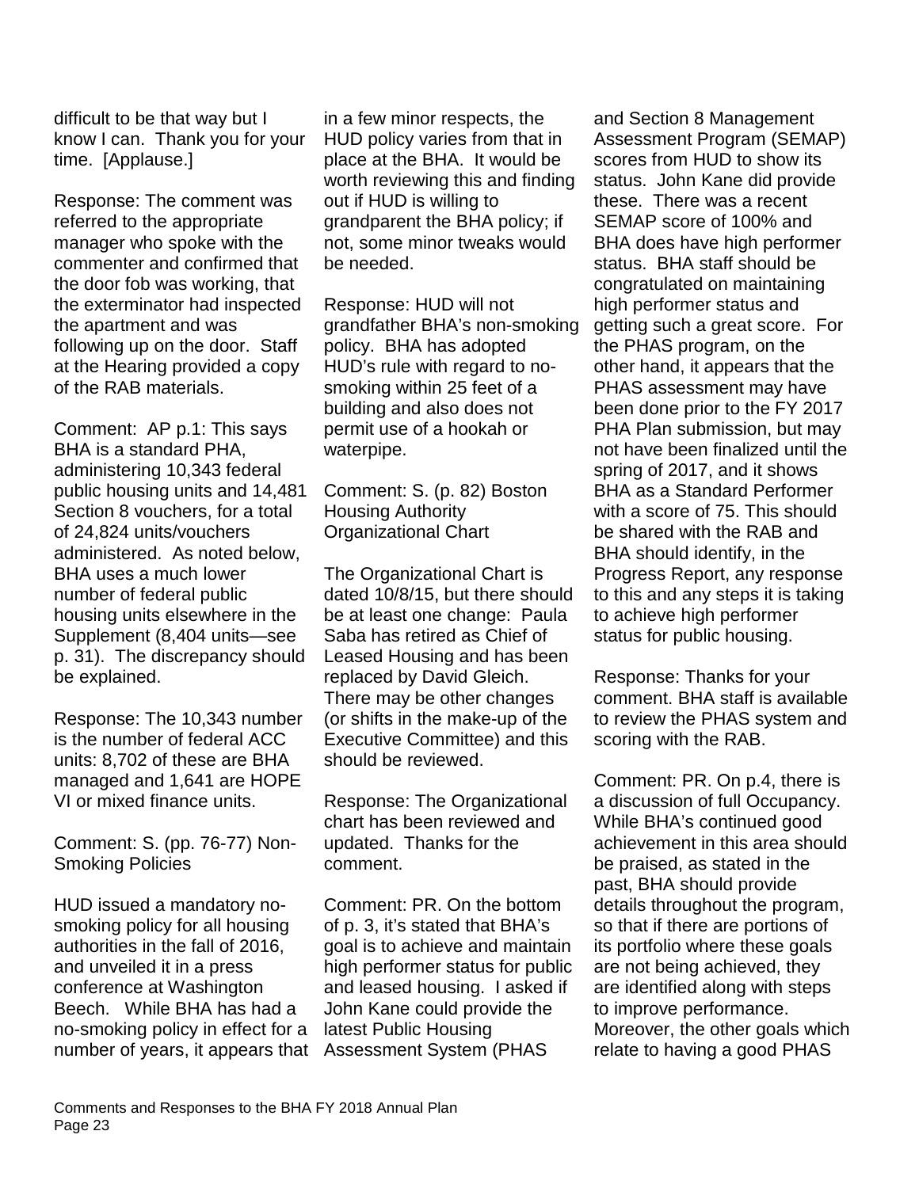difficult to be that way but I know I can. Thank you for your time. [Applause.]

Response: The comment was referred to the appropriate manager who spoke with the commenter and confirmed that the door fob was working, that the exterminator had inspected the apartment and was following up on the door. Staff at the Hearing provided a copy of the RAB materials.

Comment: AP p.1: This says BHA is a standard PHA, administering 10,343 federal public housing units and 14,481 Section 8 vouchers, for a total of 24,824 units/vouchers administered. As noted below, BHA uses a much lower number of federal public housing units elsewhere in the Supplement (8,404 units—see p. 31). The discrepancy should be explained.

Response: The 10,343 number is the number of federal ACC units: 8,702 of these are BHA managed and 1,641 are HOPE VI or mixed finance units.

Comment: S. (pp. 76-77) Non-Smoking Policies

HUD issued a mandatory no-smoking policy for all housing authorities in the fall of 2016, and unveiled it in a press conference at Washington Beech. While BHA has had a no-smoking policy in effect for a number of years, it appears that in a few minor respects, the HUD policy varies from that in place at the BHA. It would be worth reviewing this and finding out if HUD is willing to grandparent the BHA policy; if not, some minor tweaks would be needed.

Response: HUD will not grandfather BHA's non-smoking policy. BHA has adopted HUD's rule with regard to no-smoking within 25 feet of a building and also does not permit use of a hookah or waterpipe.

Comment: S. (p. 82) Boston Housing Authority Organizational Chart

The Organizational Chart is dated 10/8/15, but there should be at least one change: Paula Saba has retired as Chief of Leased Housing and has been replaced by David Gleich. There may be other changes (or shifts in the make-up of the Executive Committee) and this should be reviewed.

Response: The Organizational chart has been reviewed and updated. Thanks for the comment.

Comment: PR. On the bottom of p. 3, it's stated that BHA's goal is to achieve and maintain high performer status for public and leased housing. I asked if John Kane could provide the latest Public Housing Assessment System (PHAS and Section 8 Management Assessment Program (SEMAP) scores from HUD to show its status. John Kane did provide these. There was a recent SEMAP score of 100% and BHA does have high performer status. BHA staff should be congratulated on maintaining high performer status and getting such a great score. For the PHAS program, on the other hand, it appears that the PHAS assessment may have been done prior to the FY 2017 PHA Plan submission, but may not have been finalized until the spring of 2017, and it shows BHA as a Standard Performer with a score of 75. This should be shared with the RAB and BHA should identify, in the Progress Report, any response to this and any steps it is taking to achieve high performer status for public housing.

Response: Thanks for your comment. BHA staff is available to review the PHAS system and scoring with the RAB.

Comment: PR. On p.4, there is a discussion of full Occupancy. While BHA's continued good achievement in this area should be praised, as stated in the past, BHA should provide details throughout the program, so that if there are portions of its portfolio where these goals are not being achieved, they are identified along with steps to improve performance. Moreover, the other goals which relate to having a good PHAS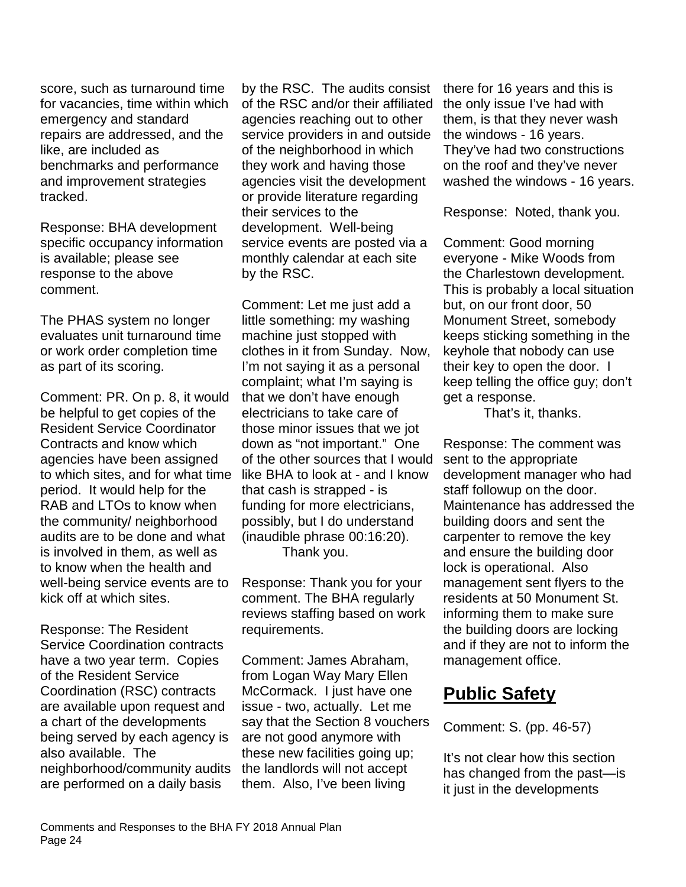score, such as turnaround time for vacancies, time within which emergency and standard repairs are addressed, and the like, are included as benchmarks and performance and improvement strategies tracked.

Response: BHA development specific occupancy information is available; please see response to the above comment.

The PHAS system no longer evaluates unit turnaround time or work order completion time as part of its scoring.

Comment: PR. On p. 8, it would be helpful to get copies of the Resident Service Coordinator Contracts and know which agencies have been assigned to which sites, and for what time period. It would help for the RAB and LTOs to know when the community/ neighborhood audits are to be done and what is involved in them, as well as to know when the health and well-being service events are to kick off at which sites.

Response: The Resident Service Coordination contracts have a two year term. Copies of the Resident Service Coordination (RSC) contracts are available upon request and a chart of the developments being served by each agency is also available. The neighborhood/community audits are performed on a daily basis by the RSC. The audits consist of the RSC and/or their affiliated agencies reaching out to other service providers in and outside of the neighborhood in which they work and having those agencies visit the development or provide literature regarding their services to the development. Well-being service events are posted via a monthly calendar at each site by the RSC.

Comment: Let me just add a little something: my washing machine just stopped with clothes in it from Sunday. Now, I'm not saying it as a personal complaint; what I'm saying is that we don't have enough electricians to take care of those minor issues that we jot down as "not important." One of the other sources that I would like BHA to look at - and I know that cash is strapped - is funding for more electricians, possibly, but I do understand (inaudible phrase 00:16:20).
Thank you.

Response: Thank you for your comment. The BHA regularly reviews staffing based on work requirements.

Comment: James Abraham, from Logan Way Mary Ellen McCormack. I just have one issue - two, actually. Let me say that the Section 8 vouchers are not good anymore with these new facilities going up; the landlords will not accept them. Also, I've been living there for 16 years and this is the only issue I've had with them, is that they never wash the windows - 16 years. They've had two constructions on the roof and they've never washed the windows - 16 years.

Response: Noted, thank you.

Comment: Good morning everyone - Mike Woods from the Charlestown development. This is probably a local situation but, on our front door, 50 Monument Street, somebody keeps sticking something in the keyhole that nobody can use their key to open the door. I keep telling the office guy; don't get a response.
That's it, thanks.

Response: The comment was sent to the appropriate development manager who had staff followup on the door. Maintenance has addressed the building doors and sent the carpenter to remove the key and ensure the building door lock is operational. Also management sent flyers to the residents at 50 Monument St. informing them to make sure the building doors are locking and if they are not to inform the management office.

## **Public Safety**

Comment: S. (pp. 46-57)

It's not clear how this section has changed from the past—is it just in the developments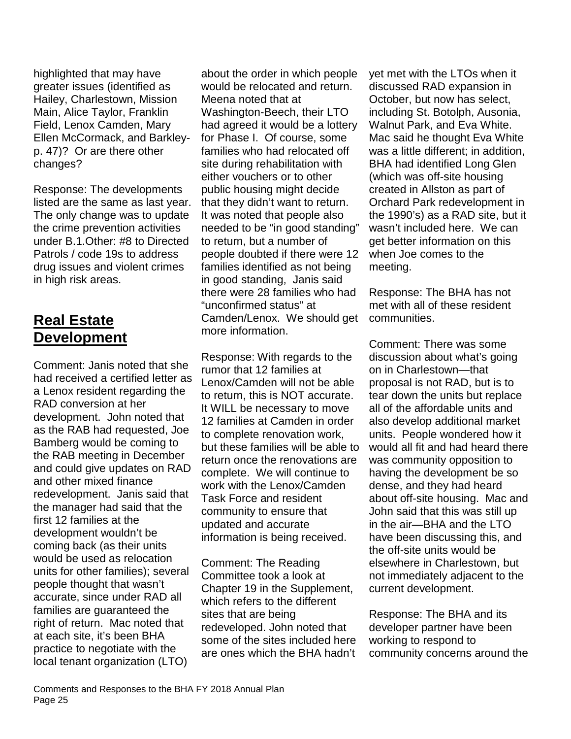highlighted that may have greater issues (identified as Hailey, Charlestown, Mission Main, Alice Taylor, Franklin Field, Lenox Camden, Mary Ellen McCormack, and Barkley-p. 47)? Or are there other changes?

Response: The developments listed are the same as last year. The only change was to update the crime prevention activities under B.1.Other: #8 to Directed Patrols / code 19s to address drug issues and violent crimes in high risk areas.

## Real Estate Development

Comment: Janis noted that she had received a certified letter as a Lenox resident regarding the RAD conversion at her development. John noted that as the RAB had requested, Joe Bamberg would be coming to the RAB meeting in December and could give updates on RAD and other mixed finance redevelopment. Janis said that the manager had said that the first 12 families at the development wouldn't be coming back (as their units would be used as relocation units for other families); several people thought that wasn't accurate, since under RAD all families are guaranteed the right of return. Mac noted that at each site, it's been BHA practice to negotiate with the local tenant organization (LTO) about the order in which people would be relocated and return. Meena noted that at Washington-Beech, their LTO had agreed it would be a lottery for Phase I. Of course, some families who had relocated off site during rehabilitation with either vouchers or to other public housing might decide that they didn't want to return. It was noted that people also needed to be "in good standing" to return, but a number of people doubted if there were 12 families identified as not being in good standing, Janis said there were 28 families who had "unconfirmed status" at Camden/Lenox. We should get more information.

Response: With regards to the rumor that 12 families at Lenox/Camden will not be able to return, this is NOT accurate. It WILL be necessary to move 12 families at Camden in order to complete renovation work, but these families will be able to return once the renovations are complete. We will continue to work with the Lenox/Camden Task Force and resident community to ensure that updated and accurate information is being received.

Comment: The Reading Committee took a look at Chapter 19 in the Supplement, which refers to the different sites that are being redeveloped. John noted that some of the sites included here are ones which the BHA hadn't yet met with the LTOs when it discussed RAD expansion in October, but now has select, including St. Botolph, Ausonia, Walnut Park, and Eva White. Mac said he thought Eva White was a little different; in addition, BHA had identified Long Glen (which was off-site housing created in Allston as part of Orchard Park redevelopment in the 1990's) as a RAD site, but it wasn't included here. We can get better information on this when Joe comes to the meeting.

Response: The BHA has not met with all of these resident communities.

Comment: There was some discussion about what's going on in Charlestown—that proposal is not RAD, but is to tear down the units but replace all of the affordable units and also develop additional market units. People wondered how it would all fit and had heard there was community opposition to having the development be so dense, and they had heard about off-site housing. Mac and John said that this was still up in the air—BHA and the LTO have been discussing this, and the off-site units would be elsewhere in Charlestown, but not immediately adjacent to the current development.

Response: The BHA and its developer partner have been working to respond to community concerns around the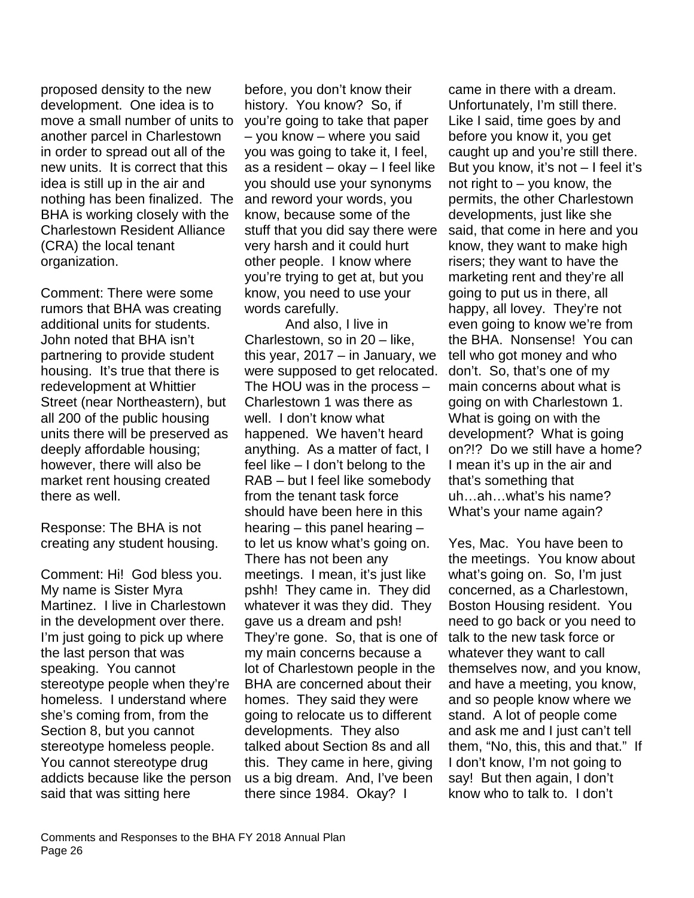proposed density to the new development. One idea is to move a small number of units to another parcel in Charlestown in order to spread out all of the new units. It is correct that this idea is still up in the air and nothing has been finalized. The BHA is working closely with the Charlestown Resident Alliance (CRA) the local tenant organization.

Comment: There were some rumors that BHA was creating additional units for students. John noted that BHA isn't partnering to provide student housing. It's true that there is redevelopment at Whittier Street (near Northeastern), but all 200 of the public housing units there will be preserved as deeply affordable housing; however, there will also be market rent housing created there as well.

Response: The BHA is not creating any student housing.

Comment: Hi! God bless you. My name is Sister Myra Martinez. I live in Charlestown in the development over there. I'm just going to pick up where the last person that was speaking. You cannot stereotype people when they're homeless. I understand where she's coming from, from the Section 8, but you cannot stereotype homeless people. You cannot stereotype drug addicts because like the person said that was sitting here before, you don't know their history. You know? So, if you're going to take that paper – you know – where you said you was going to take it, I feel, as a resident – okay – I feel like you should use your synonyms and reword your words, you know, because some of the stuff that you did say there were very harsh and it could hurt other people. I know where you're trying to get at, but you know, you need to use your words carefully.

And also, I live in Charlestown, so in 20 – like, this year, 2017 – in January, we were supposed to get relocated. The HOU was in the process – Charlestown 1 was there as well. I don't know what happened. We haven't heard anything. As a matter of fact, I feel like – I don't belong to the RAB – but I feel like somebody from the tenant task force should have been here in this hearing – this panel hearing – to let us know what's going on. There has not been any meetings. I mean, it's just like pshh! They came in. They did whatever it was they did. They gave us a dream and psh! They're gone. So, that is one of my main concerns because a lot of Charlestown people in the BHA are concerned about their homes. They said they were going to relocate us to different developments. They also talked about Section 8s and all this. They came in here, giving us a big dream. And, I've been there since 1984. Okay? I came in there with a dream. Unfortunately, I'm still there. Like I said, time goes by and before you know it, you get caught up and you're still there. But you know, it's not – I feel it's not right to – you know, the permits, the other Charlestown developments, just like she said, that come in here and you know, they want to make high risers; they want to have the marketing rent and they're all going to put us in there, all happy, all lovey. They're not even going to know we're from the BHA. Nonsense! You can tell who got money and who don't. So, that's one of my main concerns about what is going on with Charlestown 1. What is going on with the development? What is going on?!? Do we still have a home? I mean it's up in the air and that's something that uh…ah…what's his name? What's your name again?

Yes, Mac. You have been to the meetings. You know about what's going on. So, I'm just concerned, as a Charlestown, Boston Housing resident. You need to go back or you need to talk to the new task force or whatever they want to call themselves now, and you know, and have a meeting, you know, and so people know where we stand. A lot of people come and ask me and I just can't tell them, "No, this, this and that." If I don't know, I'm not going to say! But then again, I don't know who to talk to. I don't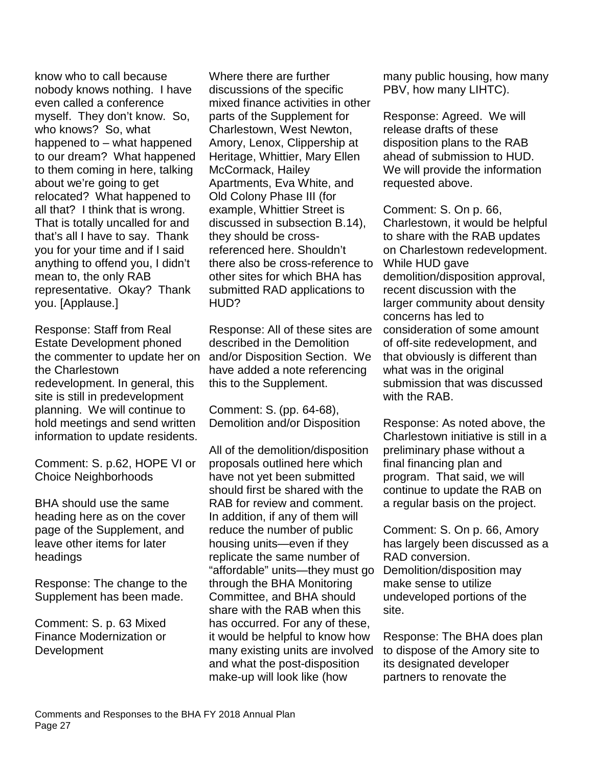know who to call because nobody knows nothing. I have even called a conference myself. They don't know. So, who knows? So, what happened to – what happened to our dream? What happened to them coming in here, talking about we're going to get relocated? What happened to all that? I think that is wrong. That is totally uncalled for and that's all I have to say. Thank you for your time and if I said anything to offend you, I didn't mean to, the only RAB representative. Okay? Thank you. [Applause.]

Response: Staff from Real Estate Development phoned the commenter to update her on the Charlestown redevelopment. In general, this site is still in predevelopment planning. We will continue to hold meetings and send written information to update residents.

Comment: S. p.62, HOPE VI or Choice Neighborhoods

BHA should use the same heading here as on the cover page of the Supplement, and leave other items for later headings

Response: The change to the Supplement has been made.

Comment: S. p. 63 Mixed Finance Modernization or Development

Where there are further discussions of the specific mixed finance activities in other parts of the Supplement for Charlestown, West Newton, Amory, Lenox, Clippership at Heritage, Whittier, Mary Ellen McCormack, Hailey Apartments, Eva White, and Old Colony Phase III (for example, Whittier Street is discussed in subsection B.14), they should be cross-referenced here. Shouldn't there also be cross-reference to other sites for which BHA has submitted RAD applications to HUD?

Response: All of these sites are described in the Demolition and/or Disposition Section. We have added a note referencing this to the Supplement.

Comment: S. (pp. 64-68), Demolition and/or Disposition

All of the demolition/disposition proposals outlined here which have not yet been submitted should first be shared with the RAB for review and comment. In addition, if any of them will reduce the number of public housing units—even if they replicate the same number of "affordable" units—they must go through the BHA Monitoring Committee, and BHA should share with the RAB when this has occurred. For any of these, it would be helpful to know how many existing units are involved and what the post-disposition make-up will look like (how many public housing, how many PBV, how many LIHTC).

Response: Agreed. We will release drafts of these disposition plans to the RAB ahead of submission to HUD. We will provide the information requested above.

Comment: S. On p. 66, Charlestown, it would be helpful to share with the RAB updates on Charlestown redevelopment. While HUD gave demolition/disposition approval, recent discussion with the larger community about density concerns has led to consideration of some amount of off-site redevelopment, and that obviously is different than what was in the original submission that was discussed with the RAB.

Response: As noted above, the Charlestown initiative is still in a preliminary phase without a final financing plan and program. That said, we will continue to update the RAB on a regular basis on the project.

Comment: S. On p. 66, Amory has largely been discussed as a RAD conversion. Demolition/disposition may make sense to utilize undeveloped portions of the site.

Response: The BHA does plan to dispose of the Amory site to its designated developer partners to renovate the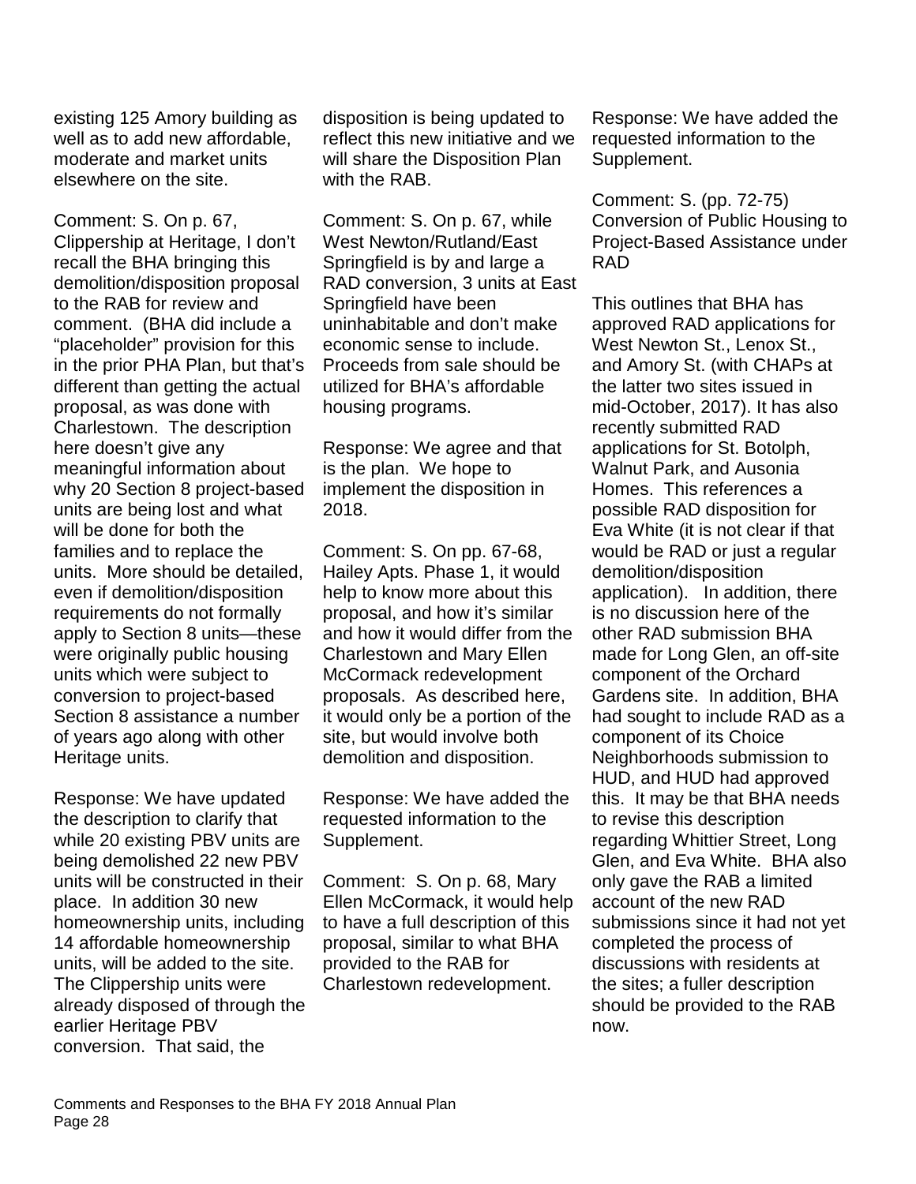existing 125 Amory building as well as to add new affordable, moderate and market units elsewhere on the site.

Comment: S. On p. 67, Clippership at Heritage, I don't recall the BHA bringing this demolition/disposition proposal to the RAB for review and comment. (BHA did include a "placeholder" provision for this in the prior PHA Plan, but that's different than getting the actual proposal, as was done with Charlestown. The description here doesn't give any meaningful information about why 20 Section 8 project-based units are being lost and what will be done for both the families and to replace the units. More should be detailed, even if demolition/disposition requirements do not formally apply to Section 8 units—these were originally public housing units which were subject to conversion to project-based Section 8 assistance a number of years ago along with other Heritage units.

Response: We have updated the description to clarify that while 20 existing PBV units are being demolished 22 new PBV units will be constructed in their place. In addition 30 new homeownership units, including 14 affordable homeownership units, will be added to the site. The Clippership units were already disposed of through the earlier Heritage PBV conversion. That said, the disposition is being updated to reflect this new initiative and we will share the Disposition Plan with the RAB.

Comment: S. On p. 67, while West Newton/Rutland/East Springfield is by and large a RAD conversion, 3 units at East Springfield have been uninhabitable and don't make economic sense to include. Proceeds from sale should be utilized for BHA's affordable housing programs.

Response: We agree and that is the plan. We hope to implement the disposition in 2018.

Comment: S. On pp. 67-68, Hailey Apts. Phase 1, it would help to know more about this proposal, and how it's similar and how it would differ from the Charlestown and Mary Ellen McCormack redevelopment proposals. As described here, it would only be a portion of the site, but would involve both demolition and disposition.

Response: We have added the requested information to the Supplement.

Comment: S. On p. 68, Mary Ellen McCormack, it would help to have a full description of this proposal, similar to what BHA provided to the RAB for Charlestown redevelopment.

Response: We have added the requested information to the Supplement.

Comment: S. (pp. 72-75) Conversion of Public Housing to Project-Based Assistance under RAD

This outlines that BHA has approved RAD applications for West Newton St., Lenox St., and Amory St. (with CHAPs at the latter two sites issued in mid-October, 2017). It has also recently submitted RAD applications for St. Botolph, Walnut Park, and Ausonia Homes. This references a possible RAD disposition for Eva White (it is not clear if that would be RAD or just a regular demolition/disposition application). In addition, there is no discussion here of the other RAD submission BHA made for Long Glen, an off-site component of the Orchard Gardens site. In addition, BHA had sought to include RAD as a component of its Choice Neighborhoods submission to HUD, and HUD had approved this. It may be that BHA needs to revise this description regarding Whittier Street, Long Glen, and Eva White. BHA also only gave the RAB a limited account of the new RAD submissions since it had not yet completed the process of discussions with residents at the sites; a fuller description should be provided to the RAB now.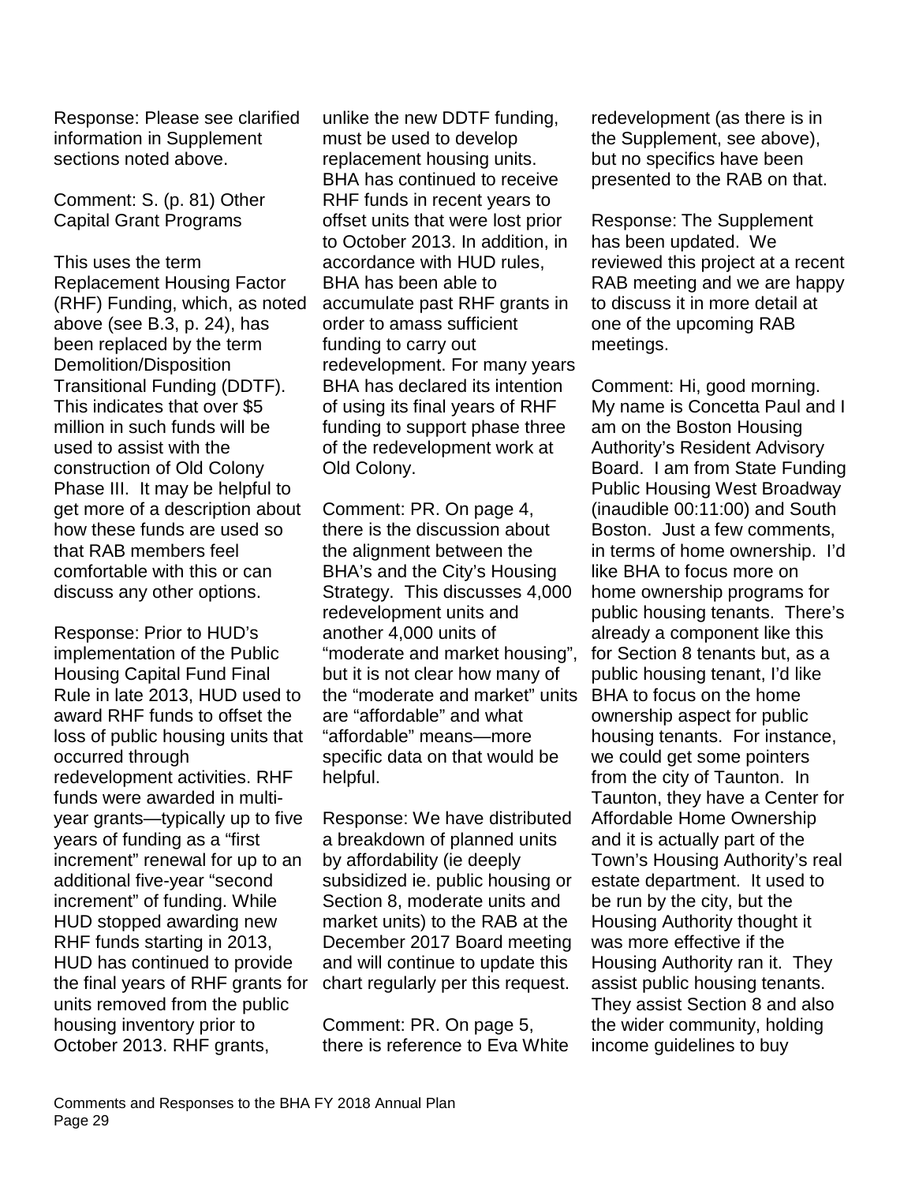Response: Please see clarified information in Supplement sections noted above.

Comment: S. (p. 81) Other Capital Grant Programs

This uses the term Replacement Housing Factor (RHF) Funding, which, as noted above (see B.3, p. 24), has been replaced by the term Demolition/Disposition Transitional Funding (DDTF). This indicates that over $5 million in such funds will be used to assist with the construction of Old Colony Phase III. It may be helpful to get more of a description about how these funds are used so that RAB members feel comfortable with this or can discuss any other options.

Response: Prior to HUD's implementation of the Public Housing Capital Fund Final Rule in late 2013, HUD used to award RHF funds to offset the loss of public housing units that occurred through redevelopment activities. RHF funds were awarded in multi-year grants—typically up to five years of funding as a "first increment" renewal for up to an additional five-year "second increment" of funding. While HUD stopped awarding new RHF funds starting in 2013, HUD has continued to provide the final years of RHF grants for units removed from the public housing inventory prior to October 2013. RHF grants, unlike the new DDTF funding, must be used to develop replacement housing units. BHA has continued to receive RHF funds in recent years to offset units that were lost prior to October 2013. In addition, in accordance with HUD rules, BHA has been able to accumulate past RHF grants in order to amass sufficient funding to carry out redevelopment. For many years BHA has declared its intention of using its final years of RHF funding to support phase three of the redevelopment work at Old Colony.

Comment: PR. On page 4, there is the discussion about the alignment between the BHA's and the City's Housing Strategy. This discusses 4,000 redevelopment units and another 4,000 units of "moderate and market housing", but it is not clear how many of the "moderate and market" units are "affordable" and what "affordable" means—more specific data on that would be helpful.

Response: We have distributed a breakdown of planned units by affordability (ie deeply subsidized ie. public housing or Section 8, moderate units and market units) to the RAB at the December 2017 Board meeting and will continue to update this chart regularly per this request.

Comment: PR. On page 5, there is reference to Eva White redevelopment (as there is in the Supplement, see above), but no specifics have been presented to the RAB on that.

Response: The Supplement has been updated. We reviewed this project at a recent RAB meeting and we are happy to discuss it in more detail at one of the upcoming RAB meetings.

Comment: Hi, good morning. My name is Concetta Paul and I am on the Boston Housing Authority's Resident Advisory Board. I am from State Funding Public Housing West Broadway (inaudible 00:11:00) and South Boston. Just a few comments, in terms of home ownership. I'd like BHA to focus more on home ownership programs for public housing tenants. There's already a component like this for Section 8 tenants but, as a public housing tenant, I'd like BHA to focus on the home ownership aspect for public housing tenants. For instance, we could get some pointers from the city of Taunton. In Taunton, they have a Center for Affordable Home Ownership and it is actually part of the Town's Housing Authority's real estate department. It used to be run by the city, but the Housing Authority thought it was more effective if the Housing Authority ran it. They assist public housing tenants. They assist Section 8 and also the wider community, holding income guidelines to buy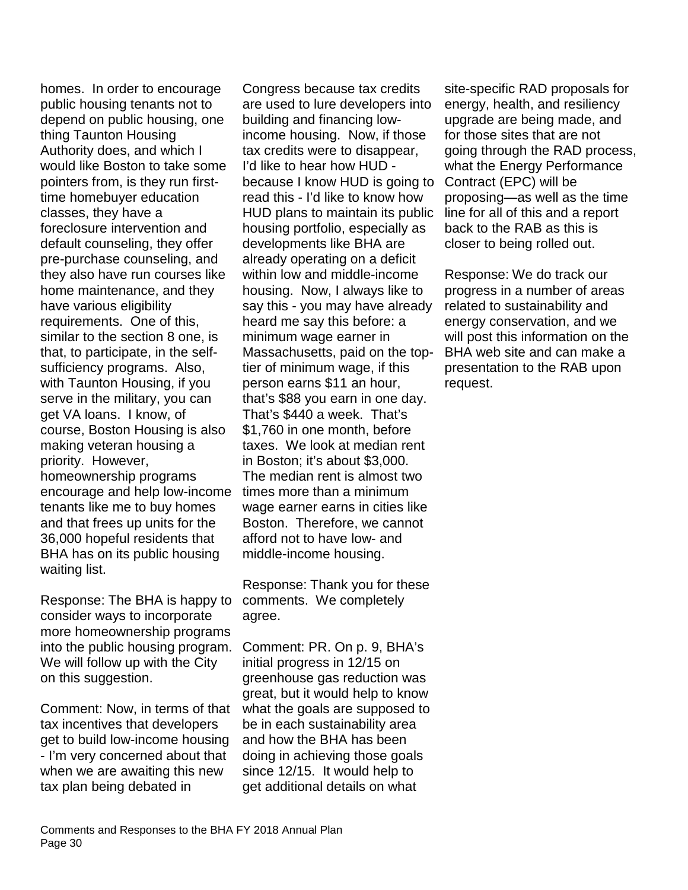homes. In order to encourage public housing tenants not to depend on public housing, one thing Taunton Housing Authority does, and which I would like Boston to take some pointers from, is they run first-time homebuyer education classes, they have a foreclosure intervention and default counseling, they offer pre-purchase counseling, and they also have run courses like home maintenance, and they have various eligibility requirements. One of this, similar to the section 8 one, is that, to participate, in the self-sufficiency programs. Also, with Taunton Housing, if you serve in the military, you can get VA loans. I know, of course, Boston Housing is also making veteran housing a priority. However, homeownership programs encourage and help low-income tenants like me to buy homes and that frees up units for the 36,000 hopeful residents that BHA has on its public housing waiting list.

Response: The BHA is happy to consider ways to incorporate more homeownership programs into the public housing program. We will follow up with the City on this suggestion.

Comment: Now, in terms of that tax incentives that developers get to build low-income housing - I'm very concerned about that when we are awaiting this new tax plan being debated in Congress because tax credits are used to lure developers into building and financing low-income housing. Now, if those tax credits were to disappear, I'd like to hear how HUD - because I know HUD is going to read this - I'd like to know how HUD plans to maintain its public housing portfolio, especially as developments like BHA are already operating on a deficit within low and middle-income housing. Now, I always like to say this - you may have already heard me say this before: a minimum wage earner in Massachusetts, paid on the top-tier of minimum wage, if this person earns $11 an hour, that's $88 you earn in one day. That's $440 a week. That's $1,760 in one month, before taxes. We look at median rent in Boston; it's about $3,000. The median rent is almost two times more than a minimum wage earner earns in cities like Boston. Therefore, we cannot afford not to have low- and middle-income housing.

Response: Thank you for these comments. We completely agree.

Comment: PR. On p. 9, BHA's initial progress in 12/15 on greenhouse gas reduction was great, but it would help to know what the goals are supposed to be in each sustainability area and how the BHA has been doing in achieving those goals since 12/15. It would help to get additional details on what site-specific RAD proposals for energy, health, and resiliency upgrade are being made, and for those sites that are not going through the RAD process, what the Energy Performance Contract (EPC) will be proposing—as well as the time line for all of this and a report back to the RAB as this is closer to being rolled out.

Response: We do track our progress in a number of areas related to sustainability and energy conservation, and we will post this information on the BHA web site and can make a presentation to the RAB upon request.